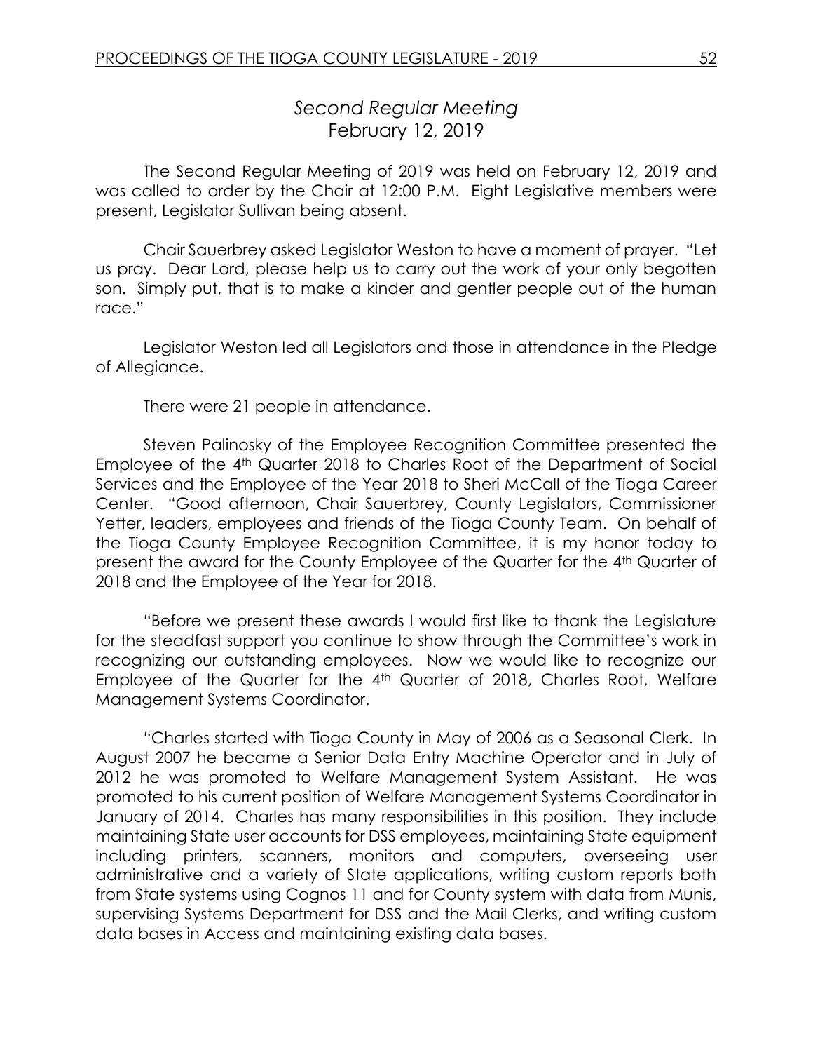## *Second Regular Meeting*
## February 12, 2019

The Second Regular Meeting of 2019 was held on February 12, 2019 and was called to order by the Chair at 12:00 P.M. Eight Legislative members were present, Legislator Sullivan being absent.

Chair Sauerbrey asked Legislator Weston to have a moment of prayer. "Let us pray. Dear Lord, please help us to carry out the work of your only begotten son. Simply put, that is to make a kinder and gentler people out of the human race."

Legislator Weston led all Legislators and those in attendance in the Pledge of Allegiance.

There were 21 people in attendance.

Steven Palinosky of the Employee Recognition Committee presented the Employee of the 4th Quarter 2018 to Charles Root of the Department of Social Services and the Employee of the Year 2018 to Sheri McCall of the Tioga Career Center. "Good afternoon, Chair Sauerbrey, County Legislators, Commissioner Yetter, leaders, employees and friends of the Tioga County Team. On behalf of the Tioga County Employee Recognition Committee, it is my honor today to present the award for the County Employee of the Quarter for the 4th Quarter of 2018 and the Employee of the Year for 2018.

"Before we present these awards I would first like to thank the Legislature for the steadfast support you continue to show through the Committee's work in recognizing our outstanding employees. Now we would like to recognize our Employee of the Quarter for the 4th Quarter of 2018, Charles Root, Welfare Management Systems Coordinator.

"Charles started with Tioga County in May of 2006 as a Seasonal Clerk. In August 2007 he became a Senior Data Entry Machine Operator and in July of 2012 he was promoted to Welfare Management System Assistant. He was promoted to his current position of Welfare Management Systems Coordinator in January of 2014. Charles has many responsibilities in this position. They include maintaining State user accounts for DSS employees, maintaining State equipment including printers, scanners, monitors and computers, overseeing user administrative and a variety of State applications, writing custom reports both from State systems using Cognos 11 and for County system with data from Munis, supervising Systems Department for DSS and the Mail Clerks, and writing custom data bases in Access and maintaining existing data bases.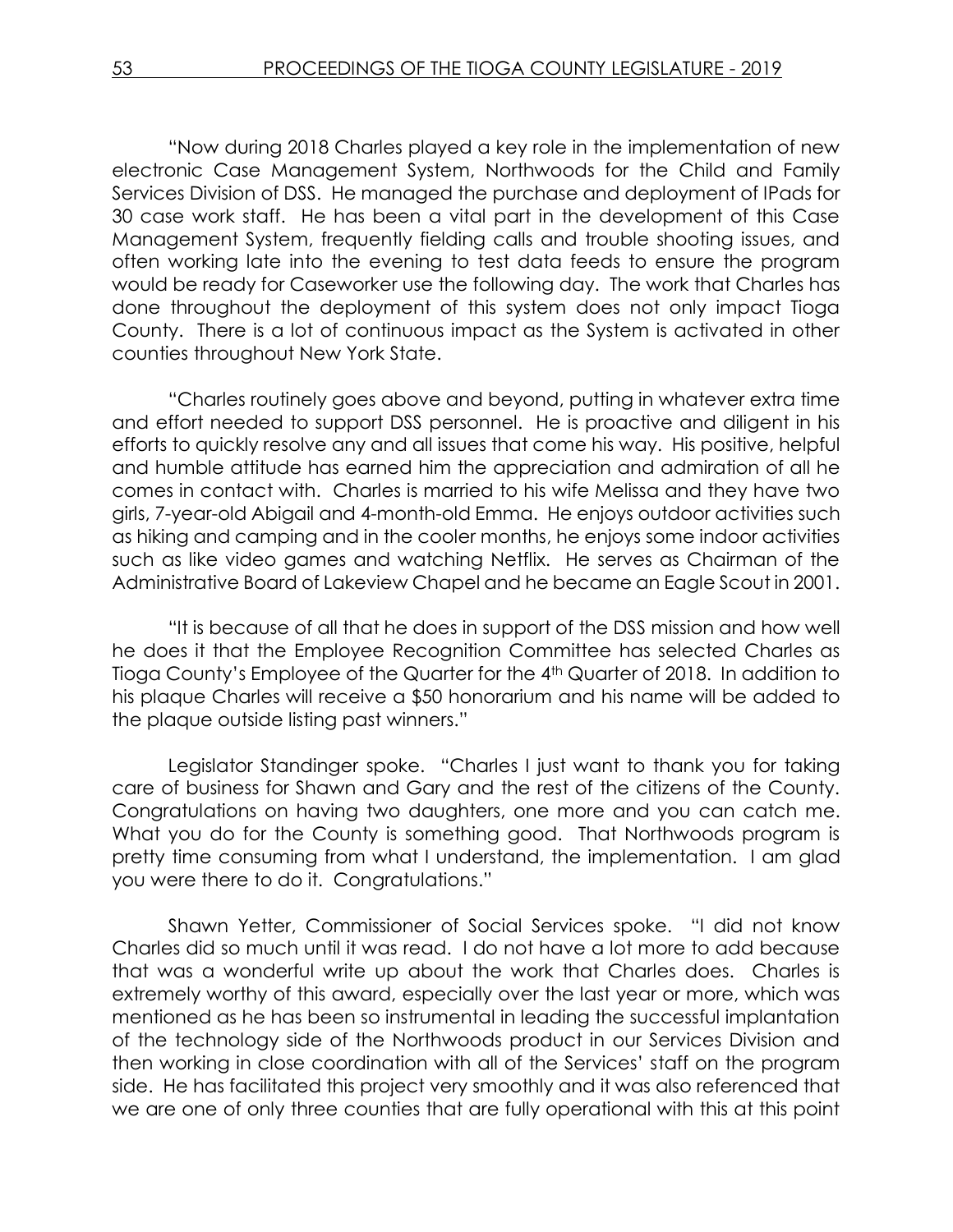"Now during 2018 Charles played a key role in the implementation of new electronic Case Management System, Northwoods for the Child and Family Services Division of DSS. He managed the purchase and deployment of IPads for 30 case work staff. He has been a vital part in the development of this Case Management System, frequently fielding calls and trouble shooting issues, and often working late into the evening to test data feeds to ensure the program would be ready for Caseworker use the following day. The work that Charles has done throughout the deployment of this system does not only impact Tioga County. There is a lot of continuous impact as the System is activated in other counties throughout New York State.

"Charles routinely goes above and beyond, putting in whatever extra time and effort needed to support DSS personnel. He is proactive and diligent in his efforts to quickly resolve any and all issues that come his way. His positive, helpful and humble attitude has earned him the appreciation and admiration of all he comes in contact with. Charles is married to his wife Melissa and they have two girls, 7-year-old Abigail and 4-month-old Emma. He enjoys outdoor activities such as hiking and camping and in the cooler months, he enjoys some indoor activities such as like video games and watching Netflix. He serves as Chairman of the Administrative Board of Lakeview Chapel and he became an Eagle Scout in 2001.

"It is because of all that he does in support of the DSS mission and how well he does it that the Employee Recognition Committee has selected Charles as Tioga County's Employee of the Quarter for the 4th Quarter of 2018. In addition to his plaque Charles will receive a $50 honorarium and his name will be added to the plaque outside listing past winners."

Legislator Standinger spoke. "Charles I just want to thank you for taking care of business for Shawn and Gary and the rest of the citizens of the County. Congratulations on having two daughters, one more and you can catch me. What you do for the County is something good. That Northwoods program is pretty time consuming from what I understand, the implementation. I am glad you were there to do it. Congratulations."

Shawn Yetter, Commissioner of Social Services spoke. "I did not know Charles did so much until it was read. I do not have a lot more to add because that was a wonderful write up about the work that Charles does. Charles is extremely worthy of this award, especially over the last year or more, which was mentioned as he has been so instrumental in leading the successful implantation of the technology side of the Northwoods product in our Services Division and then working in close coordination with all of the Services' staff on the program side. He has facilitated this project very smoothly and it was also referenced that we are one of only three counties that are fully operational with this at this point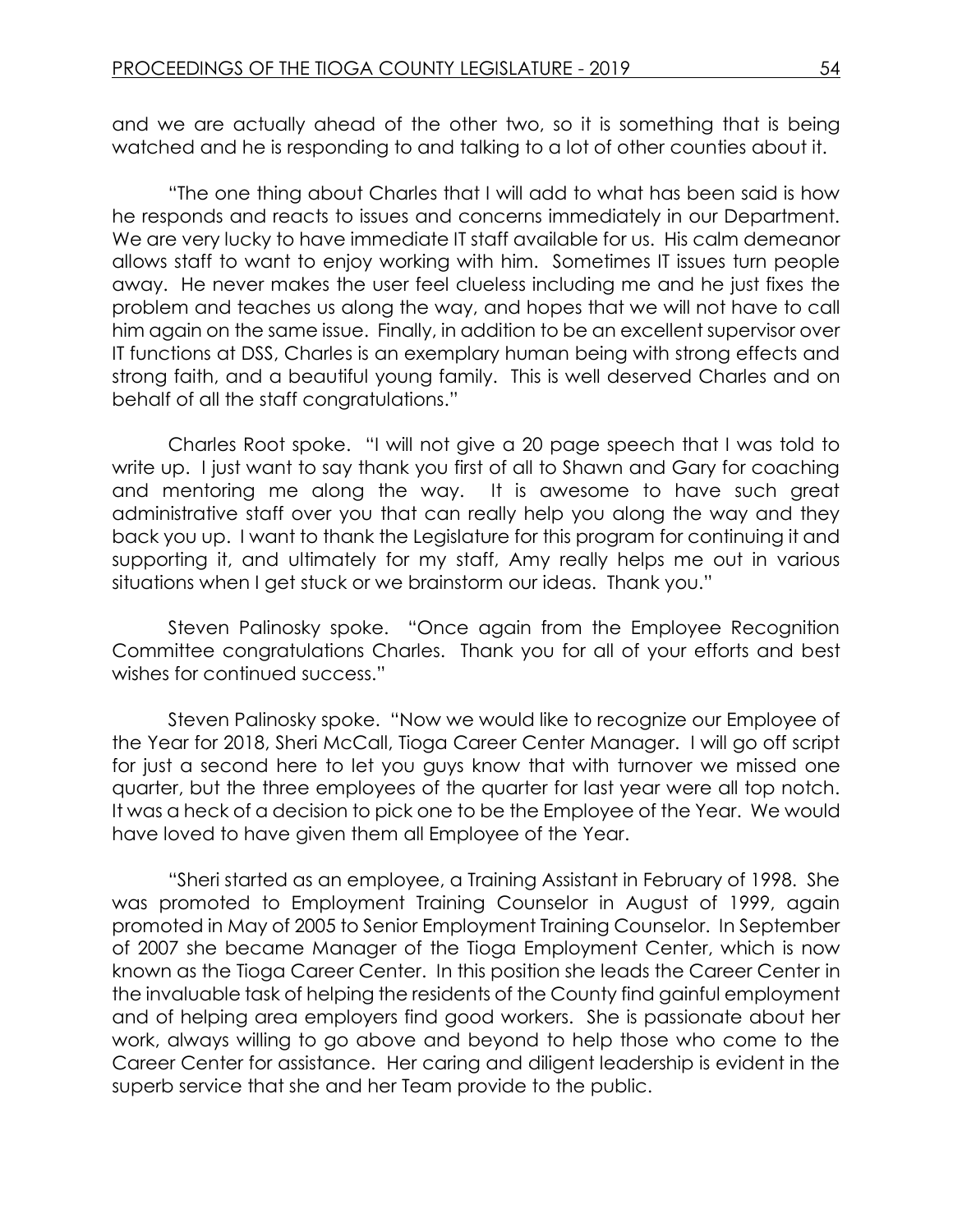and we are actually ahead of the other two, so it is something that is being watched and he is responding to and talking to a lot of other counties about it.

"The one thing about Charles that I will add to what has been said is how he responds and reacts to issues and concerns immediately in our Department. We are very lucky to have immediate IT staff available for us. His calm demeanor allows staff to want to enjoy working with him. Sometimes IT issues turn people away. He never makes the user feel clueless including me and he just fixes the problem and teaches us along the way, and hopes that we will not have to call him again on the same issue. Finally, in addition to be an excellent supervisor over IT functions at DSS, Charles is an exemplary human being with strong effects and strong faith, and a beautiful young family. This is well deserved Charles and on behalf of all the staff congratulations."

Charles Root spoke. "I will not give a 20 page speech that I was told to write up. I just want to say thank you first of all to Shawn and Gary for coaching and mentoring me along the way. It is awesome to have such great administrative staff over you that can really help you along the way and they back you up. I want to thank the Legislature for this program for continuing it and supporting it, and ultimately for my staff, Amy really helps me out in various situations when I get stuck or we brainstorm our ideas. Thank you."

Steven Palinosky spoke. "Once again from the Employee Recognition Committee congratulations Charles. Thank you for all of your efforts and best wishes for continued success."

Steven Palinosky spoke. "Now we would like to recognize our Employee of the Year for 2018, Sheri McCall, Tioga Career Center Manager. I will go off script for just a second here to let you guys know that with turnover we missed one quarter, but the three employees of the quarter for last year were all top notch. It was a heck of a decision to pick one to be the Employee of the Year. We would have loved to have given them all Employee of the Year.

"Sheri started as an employee, a Training Assistant in February of 1998. She was promoted to Employment Training Counselor in August of 1999, again promoted in May of 2005 to Senior Employment Training Counselor. In September of 2007 she became Manager of the Tioga Employment Center, which is now known as the Tioga Career Center. In this position she leads the Career Center in the invaluable task of helping the residents of the County find gainful employment and of helping area employers find good workers. She is passionate about her work, always willing to go above and beyond to help those who come to the Career Center for assistance. Her caring and diligent leadership is evident in the superb service that she and her Team provide to the public.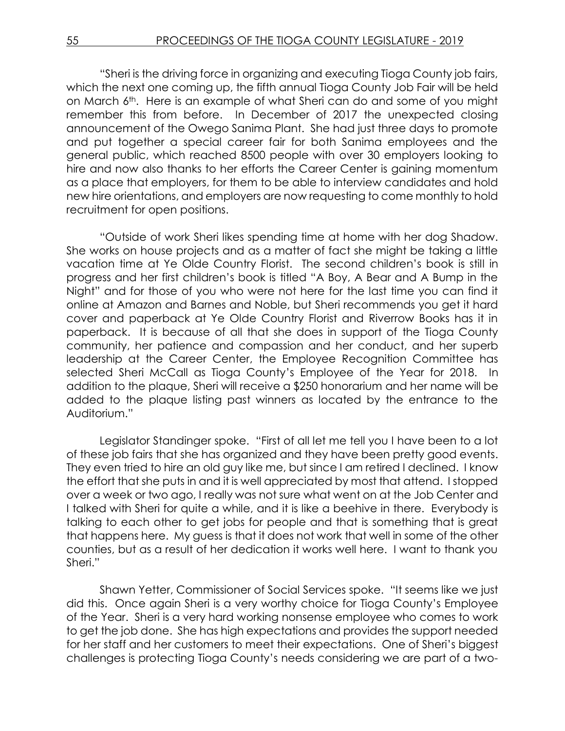"Sheri is the driving force in organizing and executing Tioga County job fairs, which the next one coming up, the fifth annual Tioga County Job Fair will be held on March 6th. Here is an example of what Sheri can do and some of you might remember this from before. In December of 2017 the unexpected closing announcement of the Owego Sanima Plant. She had just three days to promote and put together a special career fair for both Sanima employees and the general public, which reached 8500 people with over 30 employers looking to hire and now also thanks to her efforts the Career Center is gaining momentum as a place that employers, for them to be able to interview candidates and hold new hire orientations, and employers are now requesting to come monthly to hold recruitment for open positions.

"Outside of work Sheri likes spending time at home with her dog Shadow. She works on house projects and as a matter of fact she might be taking a little vacation time at Ye Olde Country Florist. The second children's book is still in progress and her first children's book is titled "A Boy, A Bear and A Bump in the Night" and for those of you who were not here for the last time you can find it online at Amazon and Barnes and Noble, but Sheri recommends you get it hard cover and paperback at Ye Olde Country Florist and Riverrow Books has it in paperback. It is because of all that she does in support of the Tioga County community, her patience and compassion and her conduct, and her superb leadership at the Career Center, the Employee Recognition Committee has selected Sheri McCall as Tioga County's Employee of the Year for 2018. In addition to the plaque, Sheri will receive a $250 honorarium and her name will be added to the plaque listing past winners as located by the entrance to the Auditorium."

Legislator Standinger spoke. "First of all let me tell you I have been to a lot of these job fairs that she has organized and they have been pretty good events. They even tried to hire an old guy like me, but since I am retired I declined. I know the effort that she puts in and it is well appreciated by most that attend. I stopped over a week or two ago, I really was not sure what went on at the Job Center and I talked with Sheri for quite a while, and it is like a beehive in there. Everybody is talking to each other to get jobs for people and that is something that is great that happens here. My guess is that it does not work that well in some of the other counties, but as a result of her dedication it works well here. I want to thank you Sheri."

Shawn Yetter, Commissioner of Social Services spoke. "It seems like we just did this. Once again Sheri is a very worthy choice for Tioga County's Employee of the Year. Sheri is a very hard working nonsense employee who comes to work to get the job done. She has high expectations and provides the support needed for her staff and her customers to meet their expectations. One of Sheri's biggest challenges is protecting Tioga County's needs considering we are part of a two-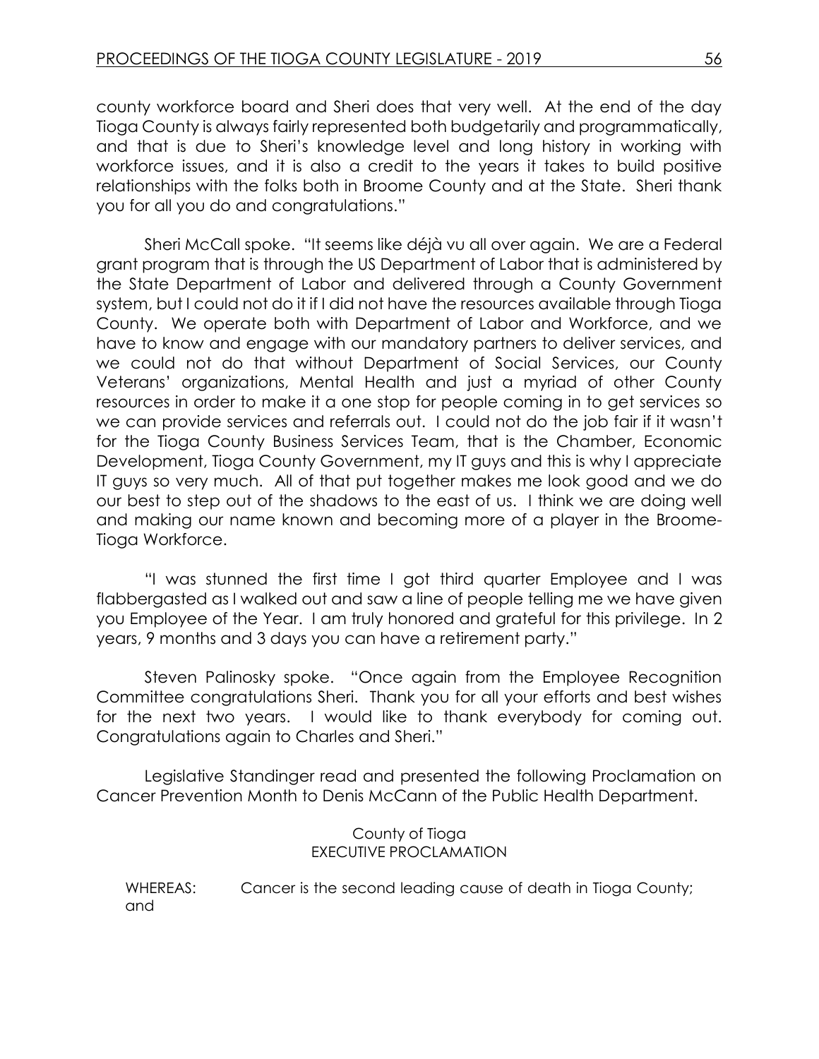county workforce board and Sheri does that very well. At the end of the day Tioga County is always fairly represented both budgetarily and programmatically, and that is due to Sheri's knowledge level and long history in working with workforce issues, and it is also a credit to the years it takes to build positive relationships with the folks both in Broome County and at the State. Sheri thank you for all you do and congratulations."

Sheri McCall spoke. "It seems like déjà vu all over again. We are a Federal grant program that is through the US Department of Labor that is administered by the State Department of Labor and delivered through a County Government system, but I could not do it if I did not have the resources available through Tioga County. We operate both with Department of Labor and Workforce, and we have to know and engage with our mandatory partners to deliver services, and we could not do that without Department of Social Services, our County Veterans' organizations, Mental Health and just a myriad of other County resources in order to make it a one stop for people coming in to get services so we can provide services and referrals out. I could not do the job fair if it wasn't for the Tioga County Business Services Team, that is the Chamber, Economic Development, Tioga County Government, my IT guys and this is why I appreciate IT guys so very much. All of that put together makes me look good and we do our best to step out of the shadows to the east of us. I think we are doing well and making our name known and becoming more of a player in the Broome-Tioga Workforce.

"I was stunned the first time I got third quarter Employee and I was flabbergasted as I walked out and saw a line of people telling me we have given you Employee of the Year. I am truly honored and grateful for this privilege. In 2 years, 9 months and 3 days you can have a retirement party."

Steven Palinosky spoke. "Once again from the Employee Recognition Committee congratulations Sheri. Thank you for all your efforts and best wishes for the next two years. I would like to thank everybody for coming out. Congratulations again to Charles and Sheri."

Legislative Standinger read and presented the following Proclamation on Cancer Prevention Month to Denis McCann of the Public Health Department.

County of Tioga
EXECUTIVE PROCLAMATION

WHEREAS: Cancer is the second leading cause of death in Tioga County; and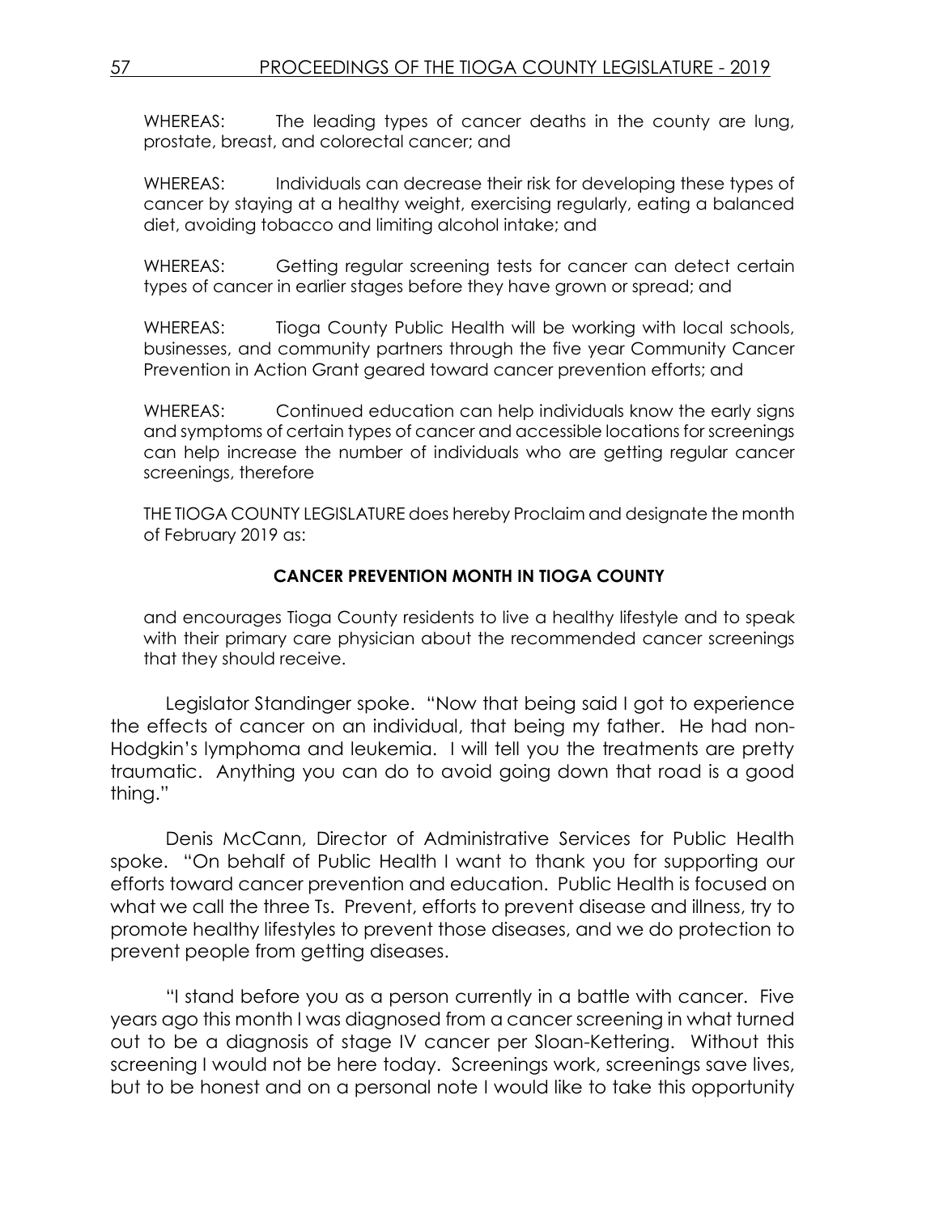WHEREAS: The leading types of cancer deaths in the county are lung, prostate, breast, and colorectal cancer; and

WHEREAS: Individuals can decrease their risk for developing these types of cancer by staying at a healthy weight, exercising regularly, eating a balanced diet, avoiding tobacco and limiting alcohol intake; and

WHEREAS: Getting regular screening tests for cancer can detect certain types of cancer in earlier stages before they have grown or spread; and

WHEREAS: Tioga County Public Health will be working with local schools, businesses, and community partners through the five year Community Cancer Prevention in Action Grant geared toward cancer prevention efforts; and

WHEREAS: Continued education can help individuals know the early signs and symptoms of certain types of cancer and accessible locations for screenings can help increase the number of individuals who are getting regular cancer screenings, therefore

THE TIOGA COUNTY LEGISLATURE does hereby Proclaim and designate the month of February 2019 as:

**CANCER PREVENTION MONTH IN TIOGA COUNTY**

and encourages Tioga County residents to live a healthy lifestyle and to speak with their primary care physician about the recommended cancer screenings that they should receive.

Legislator Standinger spoke. "Now that being said I got to experience the effects of cancer on an individual, that being my father. He had non-Hodgkin's lymphoma and leukemia. I will tell you the treatments are pretty traumatic. Anything you can do to avoid going down that road is a good thing."

Denis McCann, Director of Administrative Services for Public Health spoke. "On behalf of Public Health I want to thank you for supporting our efforts toward cancer prevention and education. Public Health is focused on what we call the three Ts. Prevent, efforts to prevent disease and illness, try to promote healthy lifestyles to prevent those diseases, and we do protection to prevent people from getting diseases.

"I stand before you as a person currently in a battle with cancer. Five years ago this month I was diagnosed from a cancer screening in what turned out to be a diagnosis of stage IV cancer per Sloan-Kettering. Without this screening I would not be here today. Screenings work, screenings save lives, but to be honest and on a personal note I would like to take this opportunity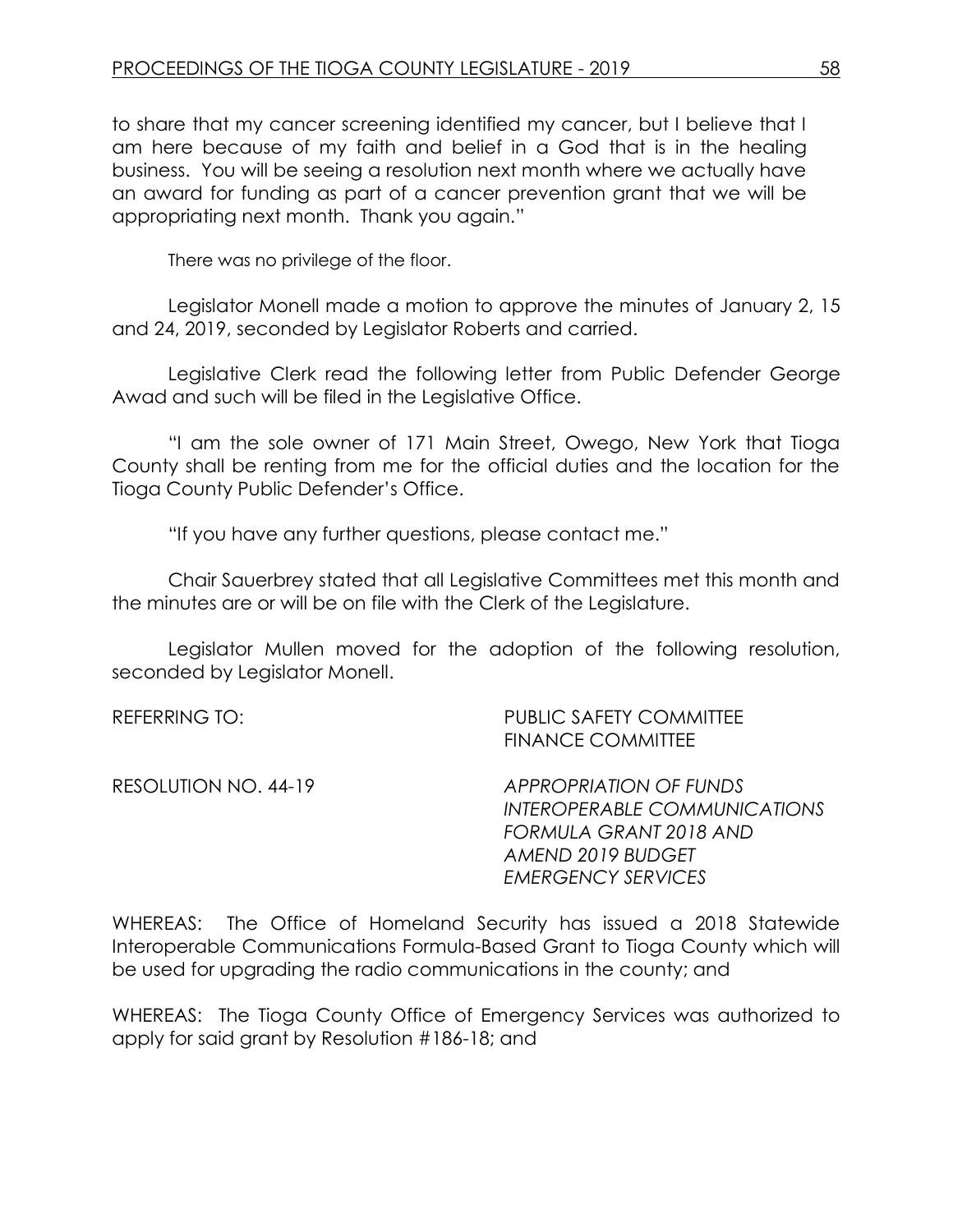to share that my cancer screening identified my cancer, but I believe that I am here because of my faith and belief in a God that is in the healing business. You will be seeing a resolution next month where we actually have an award for funding as part of a cancer prevention grant that we will be appropriating next month. Thank you again."

There was no privilege of the floor.

Legislator Monell made a motion to approve the minutes of January 2, 15 and 24, 2019, seconded by Legislator Roberts and carried.

Legislative Clerk read the following letter from Public Defender George Awad and such will be filed in the Legislative Office.

"I am the sole owner of 171 Main Street, Owego, New York that Tioga County shall be renting from me for the official duties and the location for the Tioga County Public Defender's Office.

"If you have any further questions, please contact me."

Chair Sauerbrey stated that all Legislative Committees met this month and the minutes are or will be on file with the Clerk of the Legislature.

Legislator Mullen moved for the adoption of the following resolution, seconded by Legislator Monell.

REFERRING TO: PUBLIC SAFETY COMMITTEE
FINANCE COMMITTEE

RESOLUTION NO. 44-19 *APPROPRIATION OF FUNDS*
*INTEROPERABLE COMMUNICATIONS*
*FORMULA GRANT 2018 AND*
*AMEND 2019 BUDGET*
*EMERGENCY SERVICES*

WHEREAS: The Office of Homeland Security has issued a 2018 Statewide Interoperable Communications Formula-Based Grant to Tioga County which will be used for upgrading the radio communications in the county; and

WHEREAS: The Tioga County Office of Emergency Services was authorized to apply for said grant by Resolution #186-18; and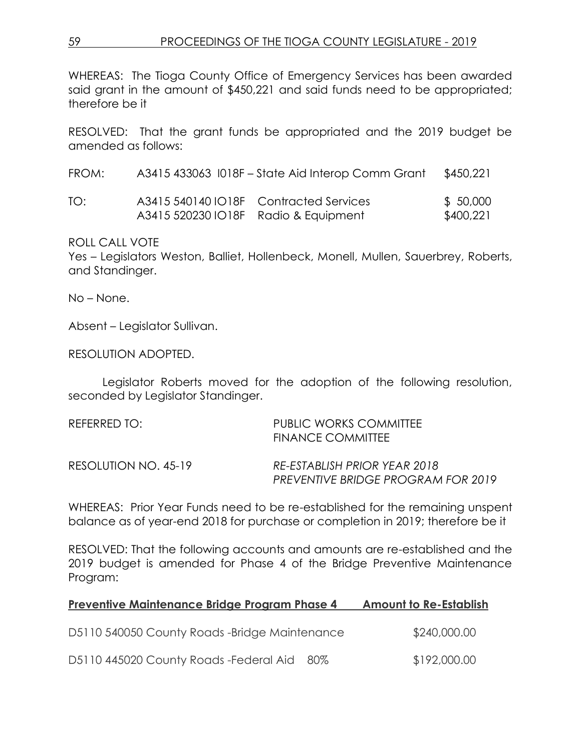WHEREAS: The Tioga County Office of Emergency Services has been awarded said grant in the amount of $450,221 and said funds need to be appropriated; therefore be it

RESOLVED: That the grant funds be appropriated and the 2019 budget be amended as follows:

| | | |
|---|---|---|
| FROM: | A3415 433063 I018F – State Aid Interop Comm Grant | $450,221 |
| TO: | A3415 540140 IO18F Contracted Services | $ 50,000 |
| | A3415 520230 IO18F Radio & Equipment | $400,221 |

ROLL CALL VOTE
Yes – Legislators Weston, Balliet, Hollenbeck, Monell, Mullen, Sauerbrey, Roberts, and Standinger.

No – None.

Absent – Legislator Sullivan.

RESOLUTION ADOPTED.

Legislator Roberts moved for the adoption of the following resolution, seconded by Legislator Standinger.

REFERRED TO: PUBLIC WORKS COMMITTEE
FINANCE COMMITTEE

RESOLUTION NO. 45-19 *RE-ESTABLISH PRIOR YEAR 2018 PREVENTIVE BRIDGE PROGRAM FOR 2019*

WHEREAS: Prior Year Funds need to be re-established for the remaining unspent balance as of year-end 2018 for purchase or completion in 2019; therefore be it

RESOLVED: That the following accounts and amounts are re-established and the 2019 budget is amended for Phase 4 of the Bridge Preventive Maintenance Program:

| **Preventive Maintenance Bridge Program Phase 4** | **Amount to Re-Establish** |
|---|---|
| D5110 540050 County Roads -Bridge Maintenance | $240,000.00 |
| D5110 445020 County Roads -Federal Aid 80% | $192,000.00 |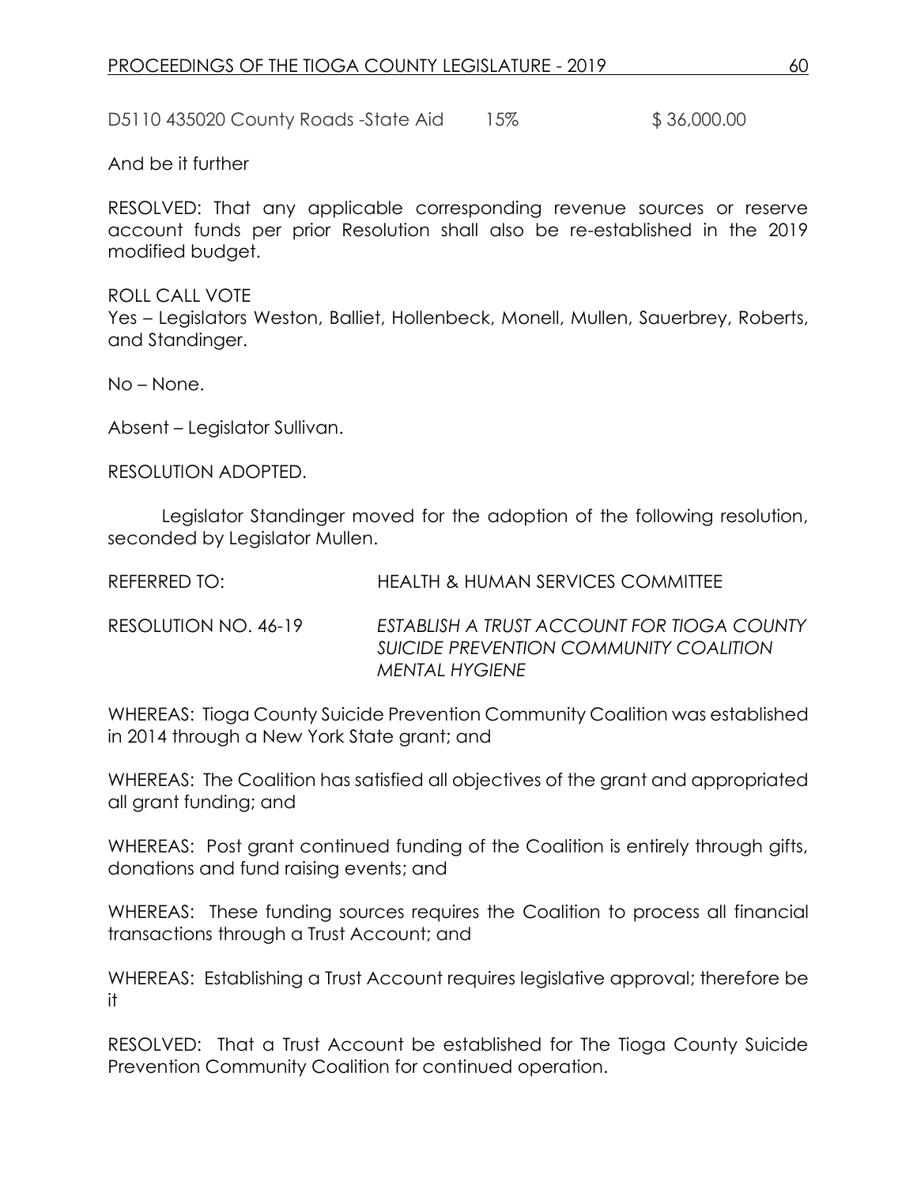D5110 435020 County Roads -State Aid 15% $ 36,000.00

And be it further

RESOLVED: That any applicable corresponding revenue sources or reserve account funds per prior Resolution shall also be re-established in the 2019 modified budget.

ROLL CALL VOTE
Yes – Legislators Weston, Balliet, Hollenbeck, Monell, Mullen, Sauerbrey, Roberts, and Standinger.

No – None.

Absent – Legislator Sullivan.

RESOLUTION ADOPTED.

Legislator Standinger moved for the adoption of the following resolution, seconded by Legislator Mullen.

REFERRED TO: HEALTH & HUMAN SERVICES COMMITTEE

RESOLUTION NO. 46-19 *ESTABLISH A TRUST ACCOUNT FOR TIOGA COUNTY SUICIDE PREVENTION COMMUNITY COALITION MENTAL HYGIENE*

WHEREAS: Tioga County Suicide Prevention Community Coalition was established in 2014 through a New York State grant; and

WHEREAS: The Coalition has satisfied all objectives of the grant and appropriated all grant funding; and

WHEREAS: Post grant continued funding of the Coalition is entirely through gifts, donations and fund raising events; and

WHEREAS: These funding sources requires the Coalition to process all financial transactions through a Trust Account; and

WHEREAS: Establishing a Trust Account requires legislative approval; therefore be it

RESOLVED: That a Trust Account be established for The Tioga County Suicide Prevention Community Coalition for continued operation.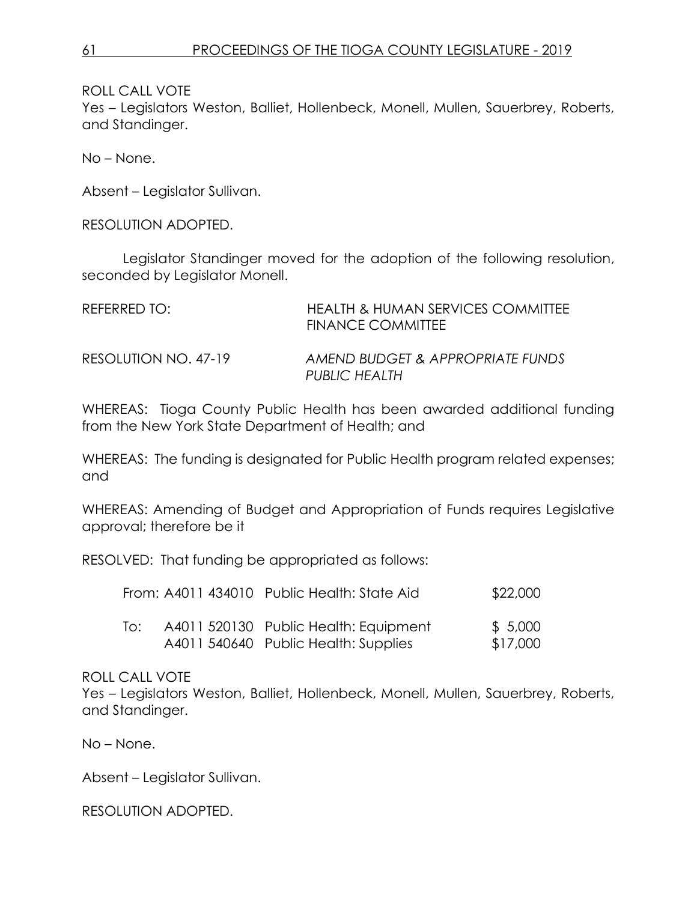ROLL CALL VOTE
Yes – Legislators Weston, Balliet, Hollenbeck, Monell, Mullen, Sauerbrey, Roberts, and Standinger.

No – None.

Absent – Legislator Sullivan.

RESOLUTION ADOPTED.

Legislator Standinger moved for the adoption of the following resolution, seconded by Legislator Monell.

REFERRED TO: HEALTH & HUMAN SERVICES COMMITTEE
FINANCE COMMITTEE

RESOLUTION NO. 47-19 *AMEND BUDGET & APPROPRIATE FUNDS PUBLIC HEALTH*

WHEREAS: Tioga County Public Health has been awarded additional funding from the New York State Department of Health; and

WHEREAS: The funding is designated for Public Health program related expenses; and

WHEREAS: Amending of Budget and Appropriation of Funds requires Legislative approval; therefore be it

RESOLVED: That funding be appropriated as follows:

| | | | |
|---|---|---|---|
| From: | A4011 434010 | Public Health: State Aid | $22,000 |
| To: | A4011 520130 | Public Health: Equipment | $ 5,000 |
| | A4011 540640 | Public Health: Supplies | $17,000 |

ROLL CALL VOTE
Yes – Legislators Weston, Balliet, Hollenbeck, Monell, Mullen, Sauerbrey, Roberts, and Standinger.

No – None.

Absent – Legislator Sullivan.

RESOLUTION ADOPTED.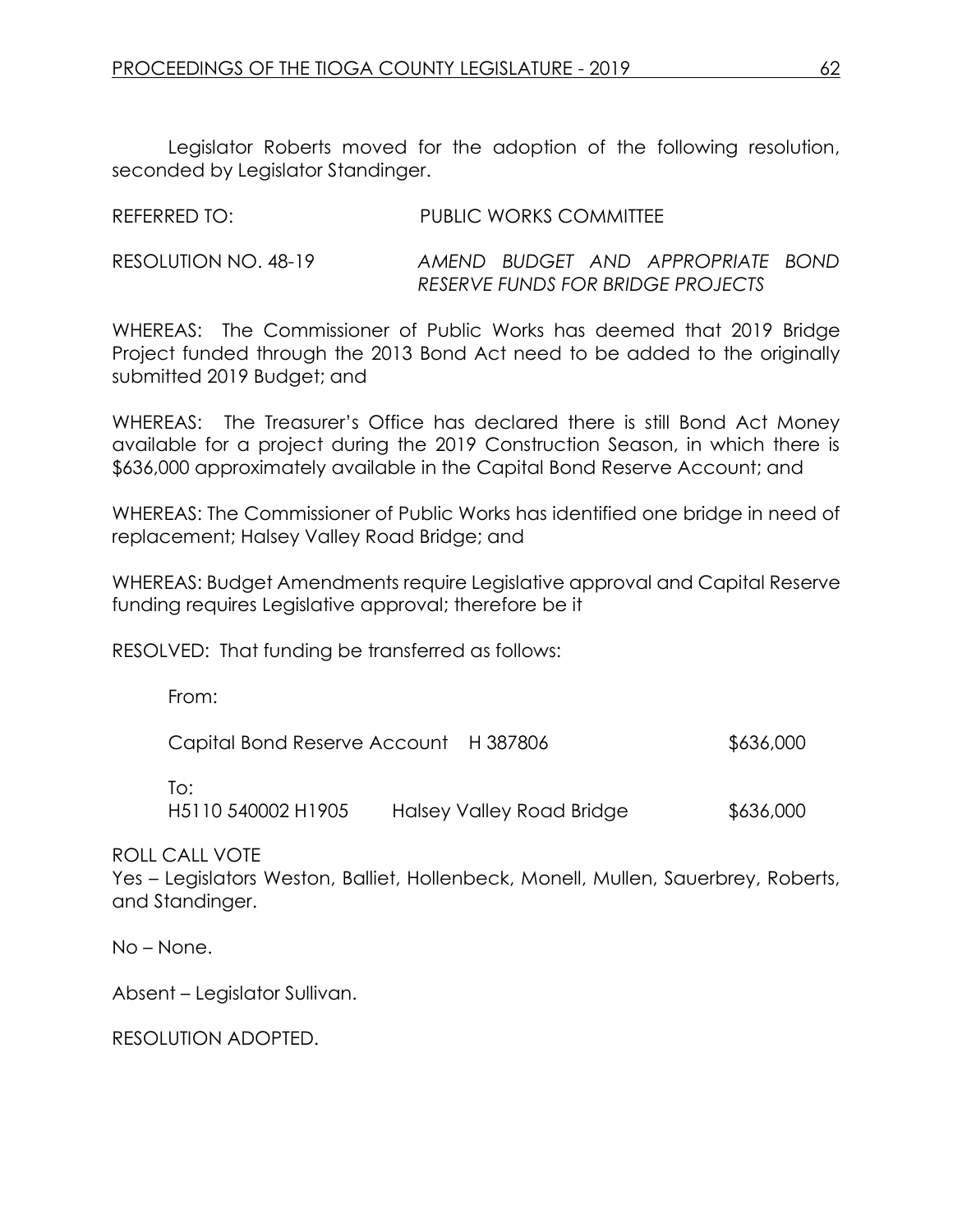Legislator Roberts moved for the adoption of the following resolution, seconded by Legislator Standinger.

REFERRED TO: PUBLIC WORKS COMMITTEE

RESOLUTION NO. 48-19 *AMEND BUDGET AND APPROPRIATE BOND RESERVE FUNDS FOR BRIDGE PROJECTS*

WHEREAS: The Commissioner of Public Works has deemed that 2019 Bridge Project funded through the 2013 Bond Act need to be added to the originally submitted 2019 Budget; and

WHEREAS: The Treasurer's Office has declared there is still Bond Act Money available for a project during the 2019 Construction Season, in which there is $636,000 approximately available in the Capital Bond Reserve Account; and

WHEREAS: The Commissioner of Public Works has identified one bridge in need of replacement; Halsey Valley Road Bridge; and

WHEREAS: Budget Amendments require Legislative approval and Capital Reserve funding requires Legislative approval; therefore be it

RESOLVED: That funding be transferred as follows:

From:

| | | |
|---|---|---|
| Capital Bond Reserve Account | H 387806 | $636,000 |

To:

| | | |
|---|---|---|
| H5110 540002 H1905 | Halsey Valley Road Bridge | $636,000 |

ROLL CALL VOTE
Yes – Legislators Weston, Balliet, Hollenbeck, Monell, Mullen, Sauerbrey, Roberts, and Standinger.

No – None.

Absent – Legislator Sullivan.

RESOLUTION ADOPTED.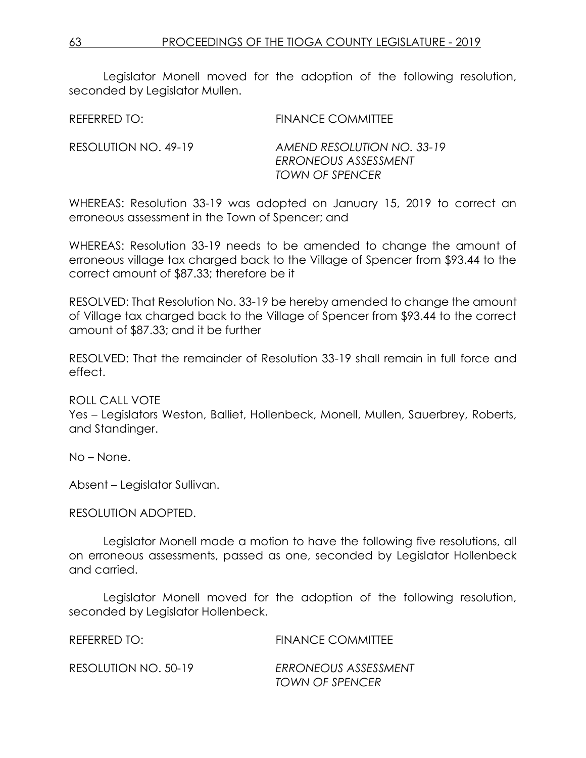Legislator Monell moved for the adoption of the following resolution, seconded by Legislator Mullen.

REFERRED TO: FINANCE COMMITTEE

RESOLUTION NO. 49-19 *AMEND RESOLUTION NO. 33-19*
*ERRONEOUS ASSESSMENT*
*TOWN OF SPENCER*

WHEREAS: Resolution 33-19 was adopted on January 15, 2019 to correct an erroneous assessment in the Town of Spencer; and

WHEREAS: Resolution 33-19 needs to be amended to change the amount of erroneous village tax charged back to the Village of Spencer from $93.44 to the correct amount of $87.33; therefore be it

RESOLVED: That Resolution No. 33-19 be hereby amended to change the amount of Village tax charged back to the Village of Spencer from $93.44 to the correct amount of $87.33; and it be further

RESOLVED: That the remainder of Resolution 33-19 shall remain in full force and effect.

ROLL CALL VOTE
Yes – Legislators Weston, Balliet, Hollenbeck, Monell, Mullen, Sauerbrey, Roberts, and Standinger.

No – None.

Absent – Legislator Sullivan.

RESOLUTION ADOPTED.

Legislator Monell made a motion to have the following five resolutions, all on erroneous assessments, passed as one, seconded by Legislator Hollenbeck and carried.

Legislator Monell moved for the adoption of the following resolution, seconded by Legislator Hollenbeck.

REFERRED TO: FINANCE COMMITTEE

RESOLUTION NO. 50-19 *ERRONEOUS ASSESSMENT*
*TOWN OF SPENCER*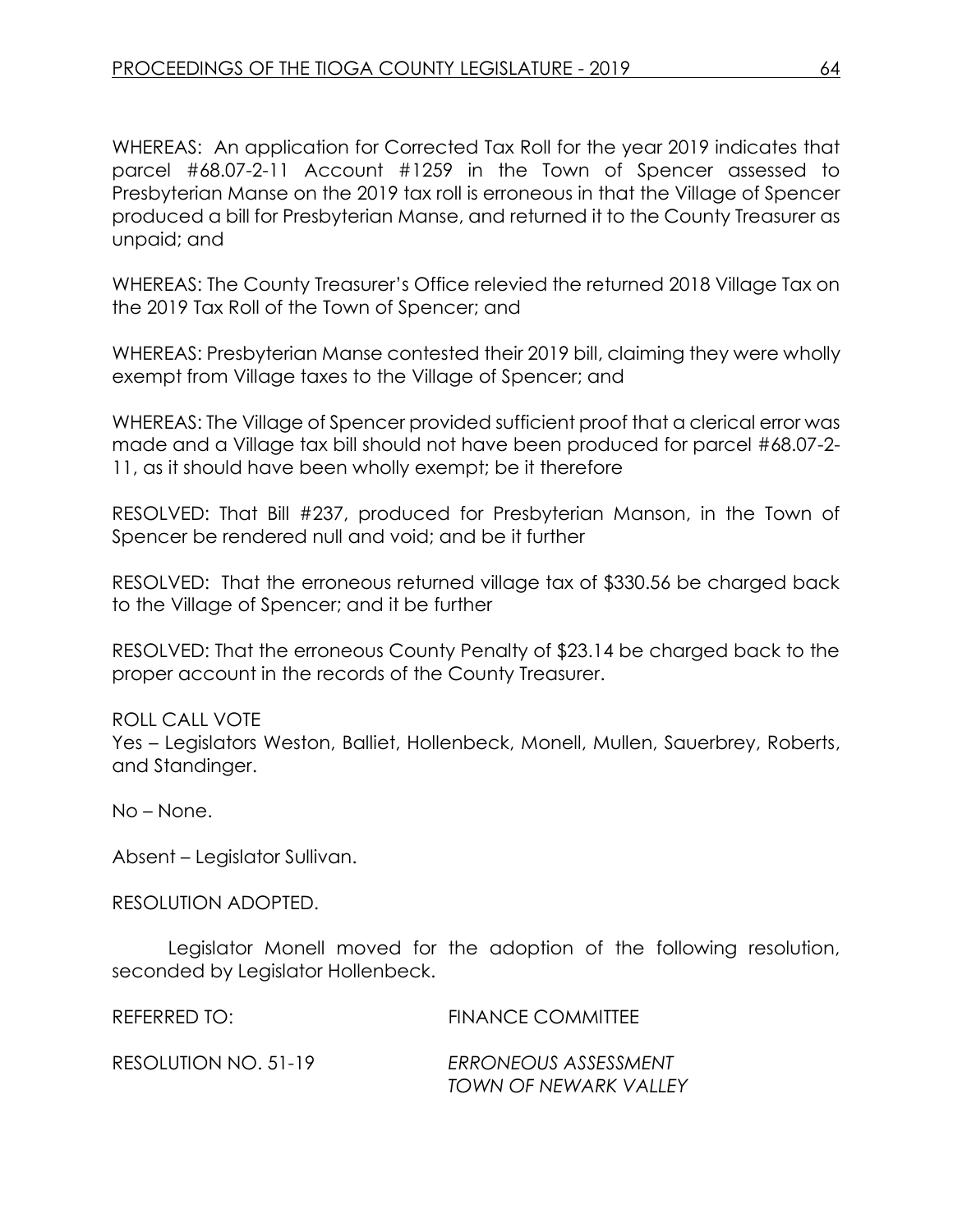WHEREAS: An application for Corrected Tax Roll for the year 2019 indicates that parcel #68.07-2-11 Account #1259 in the Town of Spencer assessed to Presbyterian Manse on the 2019 tax roll is erroneous in that the Village of Spencer produced a bill for Presbyterian Manse, and returned it to the County Treasurer as unpaid; and

WHEREAS: The County Treasurer's Office relevied the returned 2018 Village Tax on the 2019 Tax Roll of the Town of Spencer; and

WHEREAS: Presbyterian Manse contested their 2019 bill, claiming they were wholly exempt from Village taxes to the Village of Spencer; and

WHEREAS: The Village of Spencer provided sufficient proof that a clerical error was made and a Village tax bill should not have been produced for parcel #68.07-2-11, as it should have been wholly exempt; be it therefore

RESOLVED: That Bill #237, produced for Presbyterian Manson, in the Town of Spencer be rendered null and void; and be it further

RESOLVED: That the erroneous returned village tax of $330.56 be charged back to the Village of Spencer; and it be further

RESOLVED: That the erroneous County Penalty of $23.14 be charged back to the proper account in the records of the County Treasurer.

ROLL CALL VOTE
Yes – Legislators Weston, Balliet, Hollenbeck, Monell, Mullen, Sauerbrey, Roberts, and Standinger.

No – None.

Absent – Legislator Sullivan.

RESOLUTION ADOPTED.

Legislator Monell moved for the adoption of the following resolution, seconded by Legislator Hollenbeck.

REFERRED TO: FINANCE COMMITTEE

RESOLUTION NO. 51-19 *ERRONEOUS ASSESSMENT*
*TOWN OF NEWARK VALLEY*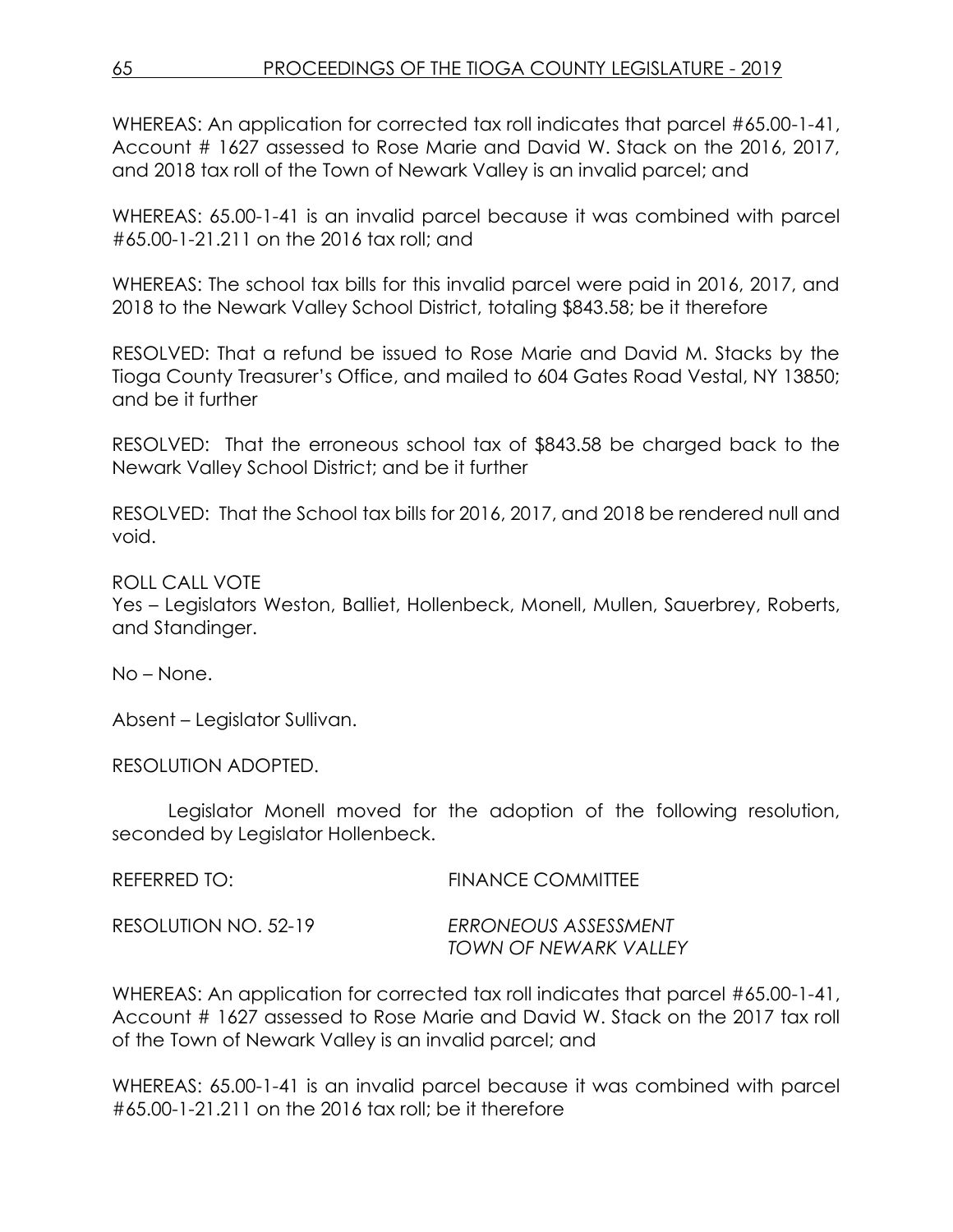WHEREAS: An application for corrected tax roll indicates that parcel #65.00-1-41, Account # 1627 assessed to Rose Marie and David W. Stack on the 2016, 2017, and 2018 tax roll of the Town of Newark Valley is an invalid parcel; and

WHEREAS: 65.00-1-41 is an invalid parcel because it was combined with parcel #65.00-1-21.211 on the 2016 tax roll; and

WHEREAS: The school tax bills for this invalid parcel were paid in 2016, 2017, and 2018 to the Newark Valley School District, totaling $843.58; be it therefore

RESOLVED: That a refund be issued to Rose Marie and David M. Stacks by the Tioga County Treasurer's Office, and mailed to 604 Gates Road Vestal, NY 13850; and be it further

RESOLVED: That the erroneous school tax of $843.58 be charged back to the Newark Valley School District; and be it further

RESOLVED: That the School tax bills for 2016, 2017, and 2018 be rendered null and void.

ROLL CALL VOTE
Yes – Legislators Weston, Balliet, Hollenbeck, Monell, Mullen, Sauerbrey, Roberts, and Standinger.

No – None.

Absent – Legislator Sullivan.

RESOLUTION ADOPTED.

Legislator Monell moved for the adoption of the following resolution, seconded by Legislator Hollenbeck.

REFERRED TO: FINANCE COMMITTEE

RESOLUTION NO. 52-19 *ERRONEOUS ASSESSMENT*
*TOWN OF NEWARK VALLEY*

WHEREAS: An application for corrected tax roll indicates that parcel #65.00-1-41, Account # 1627 assessed to Rose Marie and David W. Stack on the 2017 tax roll of the Town of Newark Valley is an invalid parcel; and

WHEREAS: 65.00-1-41 is an invalid parcel because it was combined with parcel #65.00-1-21.211 on the 2016 tax roll; be it therefore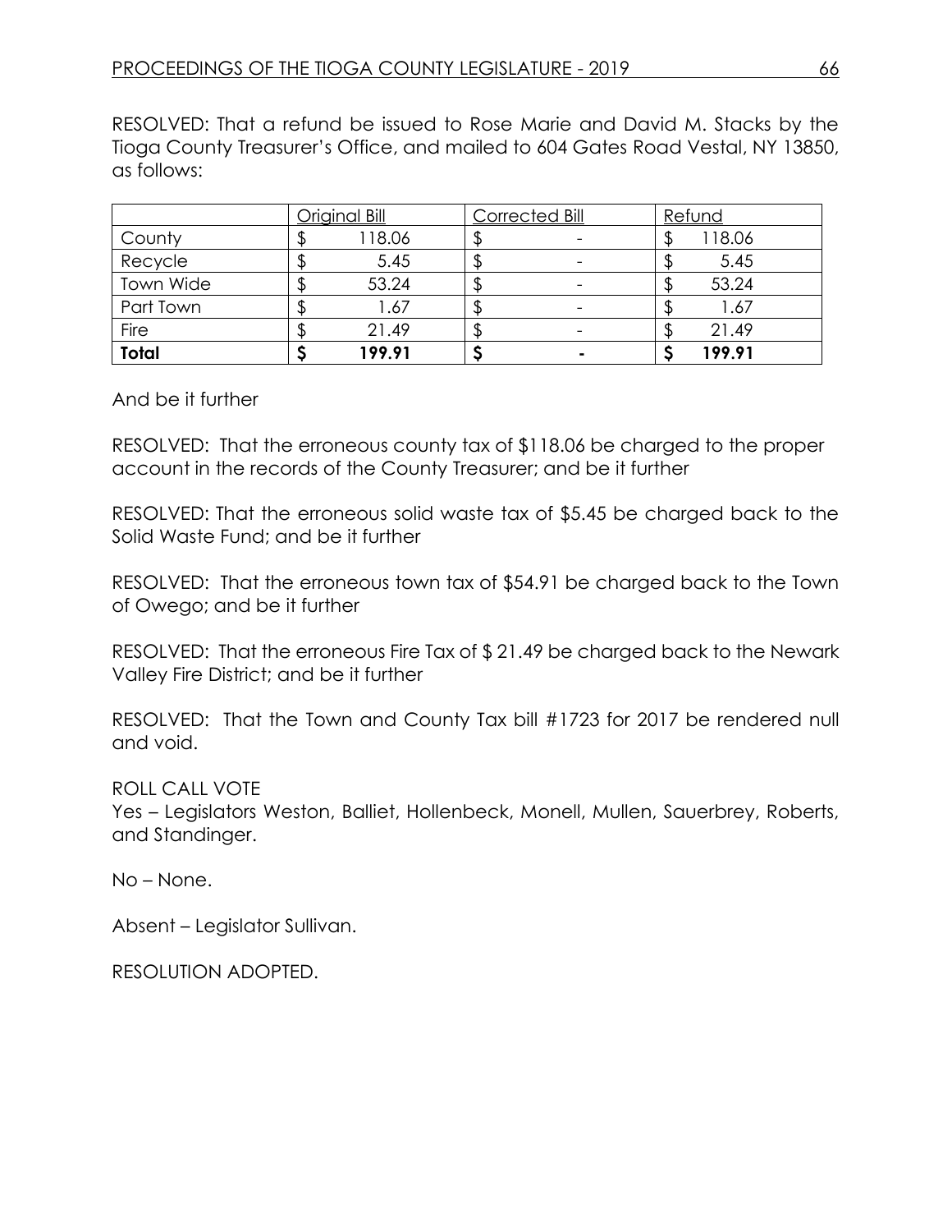RESOLVED: That a refund be issued to Rose Marie and David M. Stacks by the Tioga County Treasurer's Office, and mailed to 604 Gates Road Vestal, NY 13850, as follows:

| | Original Bill | Corrected Bill | Refund |
|---|---|---|---|
| County | $ 118.06 | $ - | $ 118.06 |
| Recycle | $ 5.45 | $ - | $ 5.45 |
| Town Wide | $ 53.24 | $ - | $ 53.24 |
| Part Town | $ 1.67 | $ - | $ 1.67 |
| Fire | $ 21.49 | $ - | $ 21.49 |
| **Total** | **$ 199.91** | **$ -** | **$ 199.91** |

And be it further

RESOLVED: That the erroneous county tax of $118.06 be charged to the proper account in the records of the County Treasurer; and be it further

RESOLVED: That the erroneous solid waste tax of $5.45 be charged back to the Solid Waste Fund; and be it further

RESOLVED: That the erroneous town tax of $54.91 be charged back to the Town of Owego; and be it further

RESOLVED: That the erroneous Fire Tax of $ 21.49 be charged back to the Newark Valley Fire District; and be it further

RESOLVED: That the Town and County Tax bill #1723 for 2017 be rendered null and void.

ROLL CALL VOTE
Yes – Legislators Weston, Balliet, Hollenbeck, Monell, Mullen, Sauerbrey, Roberts, and Standinger.

No – None.

Absent – Legislator Sullivan.

RESOLUTION ADOPTED.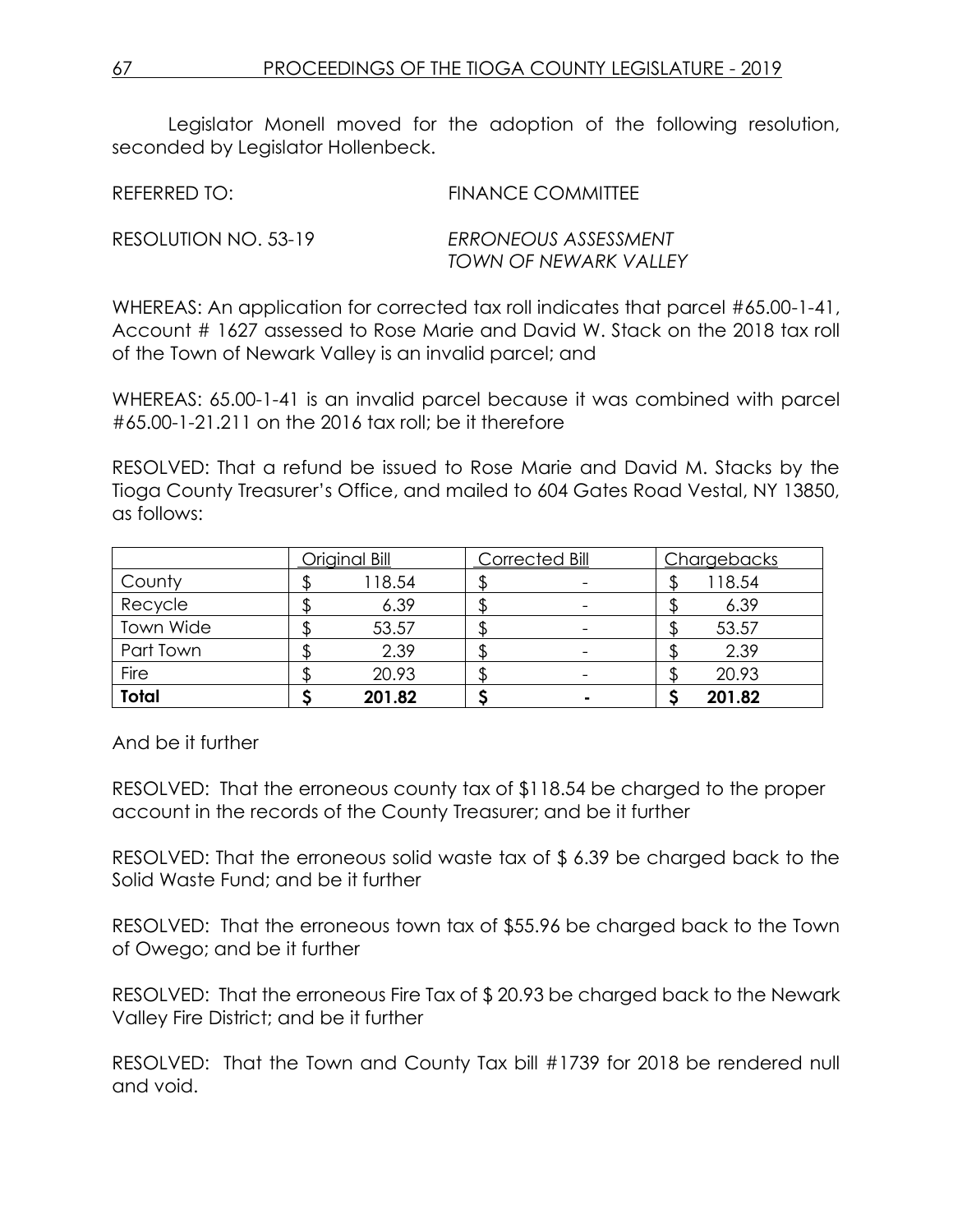Legislator Monell moved for the adoption of the following resolution, seconded by Legislator Hollenbeck.

REFERRED TO: FINANCE COMMITTEE

RESOLUTION NO. 53-19 *ERRONEOUS ASSESSMENT*
*TOWN OF NEWARK VALLEY*

WHEREAS: An application for corrected tax roll indicates that parcel #65.00-1-41, Account # 1627 assessed to Rose Marie and David W. Stack on the 2018 tax roll of the Town of Newark Valley is an invalid parcel; and

WHEREAS: 65.00-1-41 is an invalid parcel because it was combined with parcel #65.00-1-21.211 on the 2016 tax roll; be it therefore

RESOLVED: That a refund be issued to Rose Marie and David M. Stacks by the Tioga County Treasurer's Office, and mailed to 604 Gates Road Vestal, NY 13850, as follows:

| | Original Bill | Corrected Bill | Chargebacks |
|---|---|---|---|
| County | $ 118.54 | $ - | $ 118.54 |
| Recycle | $ 6.39 | $ - | $ 6.39 |
| Town Wide | $ 53.57 | $ - | $ 53.57 |
| Part Town | $ 2.39 | $ - | $ 2.39 |
| Fire | $ 20.93 | $ - | $ 20.93 |
| **Total** | **$ 201.82** | **$ -** | **$ 201.82** |

And be it further

RESOLVED: That the erroneous county tax of $118.54 be charged to the proper account in the records of the County Treasurer; and be it further

RESOLVED: That the erroneous solid waste tax of $ 6.39 be charged back to the Solid Waste Fund; and be it further

RESOLVED: That the erroneous town tax of $55.96 be charged back to the Town of Owego; and be it further

RESOLVED: That the erroneous Fire Tax of $ 20.93 be charged back to the Newark Valley Fire District; and be it further

RESOLVED: That the Town and County Tax bill #1739 for 2018 be rendered null and void.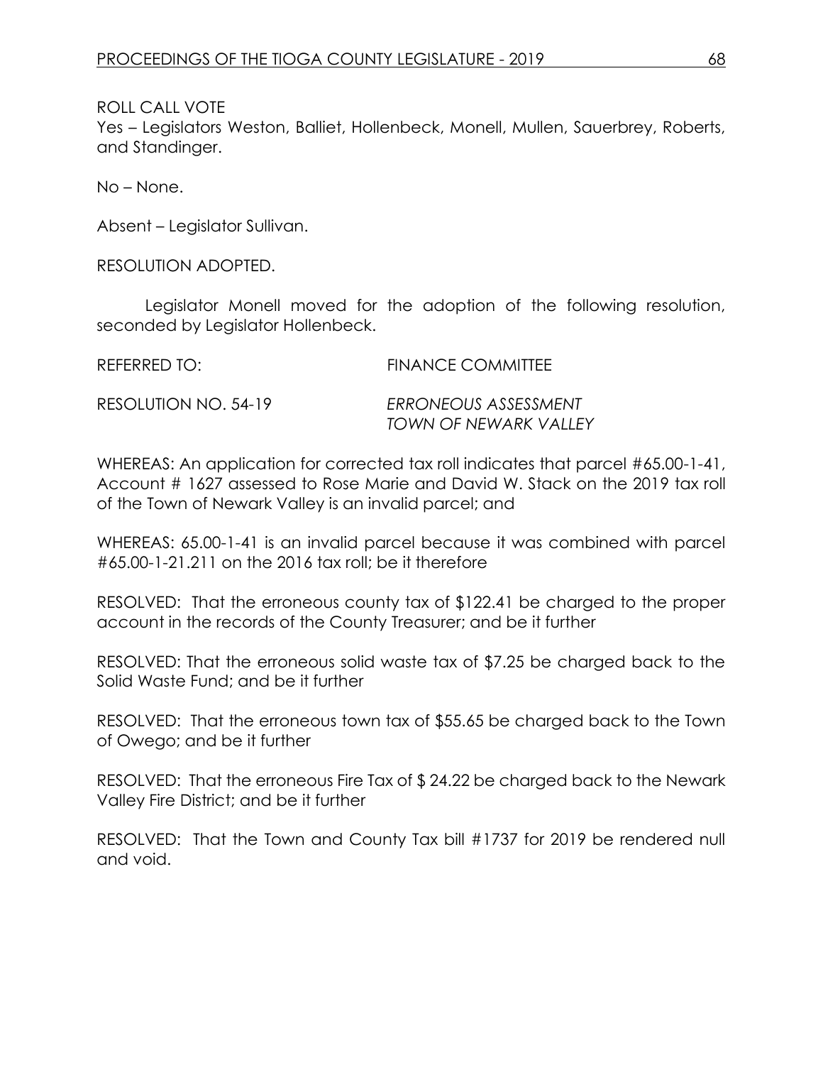ROLL CALL VOTE
Yes – Legislators Weston, Balliet, Hollenbeck, Monell, Mullen, Sauerbrey, Roberts, and Standinger.

No – None.

Absent – Legislator Sullivan.

RESOLUTION ADOPTED.

Legislator Monell moved for the adoption of the following resolution, seconded by Legislator Hollenbeck.

REFERRED TO: FINANCE COMMITTEE

RESOLUTION NO. 54-19 *ERRONEOUS ASSESSMENT TOWN OF NEWARK VALLEY*

WHEREAS: An application for corrected tax roll indicates that parcel #65.00-1-41, Account # 1627 assessed to Rose Marie and David W. Stack on the 2019 tax roll of the Town of Newark Valley is an invalid parcel; and

WHEREAS: 65.00-1-41 is an invalid parcel because it was combined with parcel #65.00-1-21.211 on the 2016 tax roll; be it therefore

RESOLVED: That the erroneous county tax of $122.41 be charged to the proper account in the records of the County Treasurer; and be it further

RESOLVED: That the erroneous solid waste tax of $7.25 be charged back to the Solid Waste Fund; and be it further

RESOLVED: That the erroneous town tax of $55.65 be charged back to the Town of Owego; and be it further

RESOLVED: That the erroneous Fire Tax of $ 24.22 be charged back to the Newark Valley Fire District; and be it further

RESOLVED: That the Town and County Tax bill #1737 for 2019 be rendered null and void.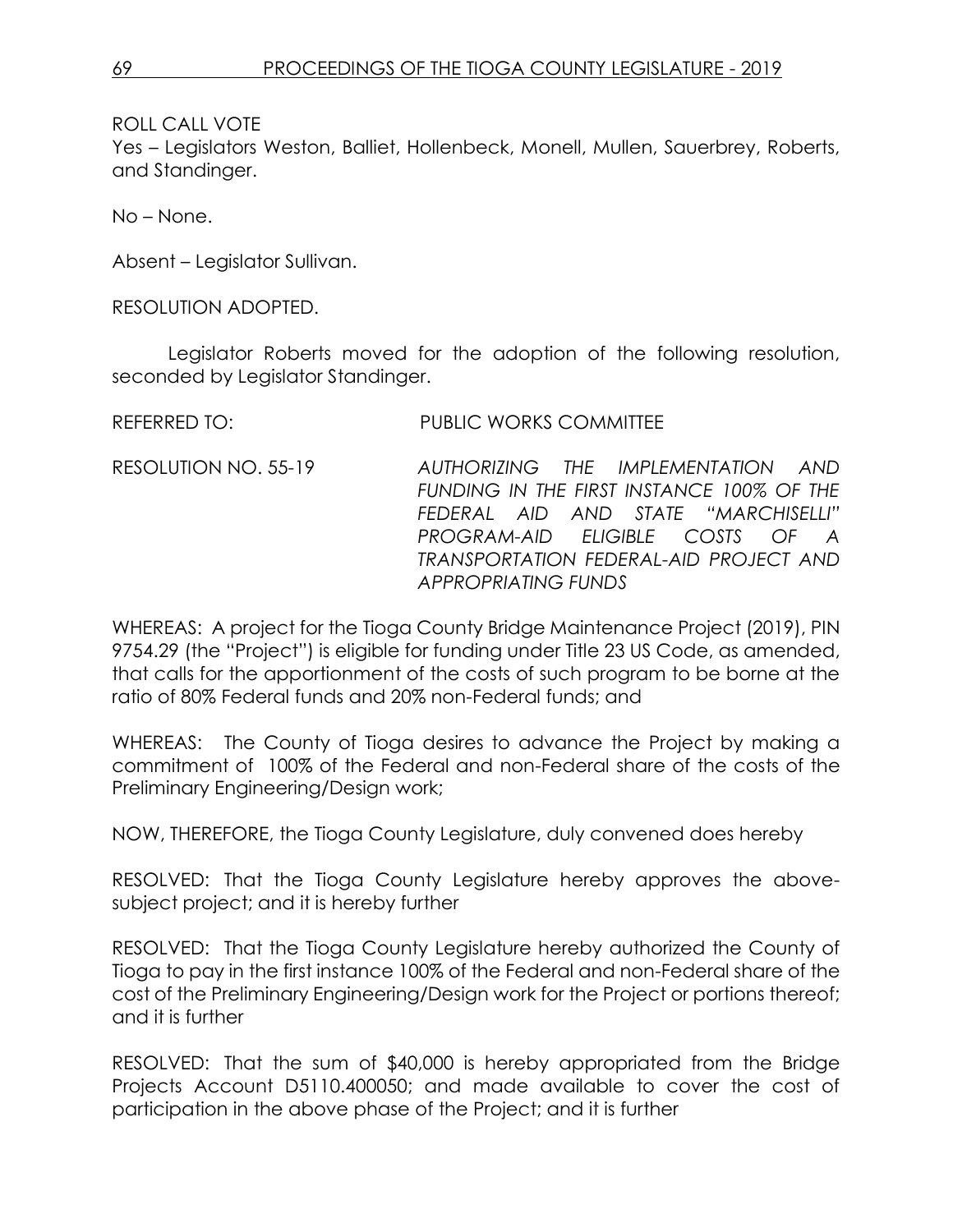ROLL CALL VOTE
Yes – Legislators Weston, Balliet, Hollenbeck, Monell, Mullen, Sauerbrey, Roberts, and Standinger.

No – None.

Absent – Legislator Sullivan.

RESOLUTION ADOPTED.

Legislator Roberts moved for the adoption of the following resolution, seconded by Legislator Standinger.

REFERRED TO: PUBLIC WORKS COMMITTEE

RESOLUTION NO. 55-19 *AUTHORIZING THE IMPLEMENTATION AND FUNDING IN THE FIRST INSTANCE 100% OF THE FEDERAL AID AND STATE "MARCHISELLI" PROGRAM-AID ELIGIBLE COSTS OF A TRANSPORTATION FEDERAL-AID PROJECT AND APPROPRIATING FUNDS*

WHEREAS: A project for the Tioga County Bridge Maintenance Project (2019), PIN 9754.29 (the "Project") is eligible for funding under Title 23 US Code, as amended, that calls for the apportionment of the costs of such program to be borne at the ratio of 80% Federal funds and 20% non-Federal funds; and

WHEREAS: The County of Tioga desires to advance the Project by making a commitment of 100% of the Federal and non-Federal share of the costs of the Preliminary Engineering/Design work;

NOW, THEREFORE, the Tioga County Legislature, duly convened does hereby

RESOLVED: That the Tioga County Legislature hereby approves the above-subject project; and it is hereby further

RESOLVED: That the Tioga County Legislature hereby authorized the County of Tioga to pay in the first instance 100% of the Federal and non-Federal share of the cost of the Preliminary Engineering/Design work for the Project or portions thereof; and it is further

RESOLVED: That the sum of $40,000 is hereby appropriated from the Bridge Projects Account D5110.400050; and made available to cover the cost of participation in the above phase of the Project; and it is further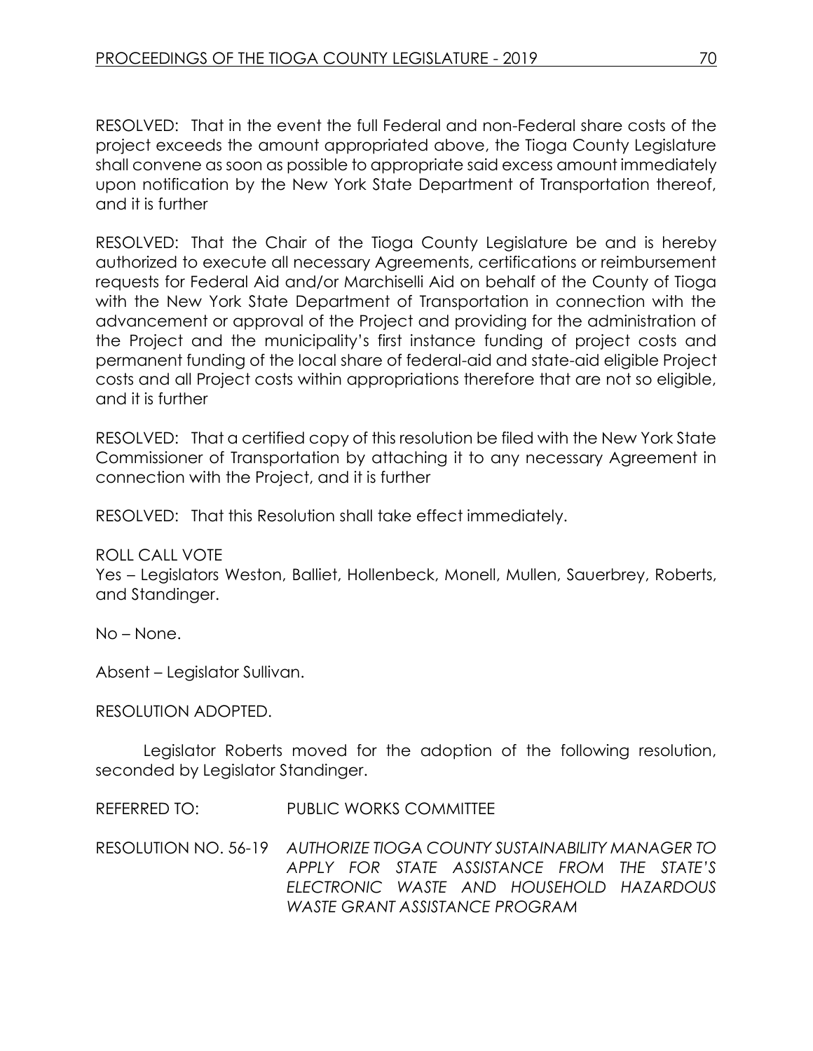RESOLVED: That in the event the full Federal and non-Federal share costs of the project exceeds the amount appropriated above, the Tioga County Legislature shall convene as soon as possible to appropriate said excess amount immediately upon notification by the New York State Department of Transportation thereof, and it is further

RESOLVED: That the Chair of the Tioga County Legislature be and is hereby authorized to execute all necessary Agreements, certifications or reimbursement requests for Federal Aid and/or Marchiselli Aid on behalf of the County of Tioga with the New York State Department of Transportation in connection with the advancement or approval of the Project and providing for the administration of the Project and the municipality's first instance funding of project costs and permanent funding of the local share of federal-aid and state-aid eligible Project costs and all Project costs within appropriations therefore that are not so eligible, and it is further

RESOLVED: That a certified copy of this resolution be filed with the New York State Commissioner of Transportation by attaching it to any necessary Agreement in connection with the Project, and it is further

RESOLVED: That this Resolution shall take effect immediately.

ROLL CALL VOTE
Yes – Legislators Weston, Balliet, Hollenbeck, Monell, Mullen, Sauerbrey, Roberts, and Standinger.

No – None.

Absent – Legislator Sullivan.

RESOLUTION ADOPTED.

Legislator Roberts moved for the adoption of the following resolution, seconded by Legislator Standinger.

REFERRED TO: PUBLIC WORKS COMMITTEE

RESOLUTION NO. 56-19 *AUTHORIZE TIOGA COUNTY SUSTAINABILITY MANAGER TO APPLY FOR STATE ASSISTANCE FROM THE STATE'S ELECTRONIC WASTE AND HOUSEHOLD HAZARDOUS WASTE GRANT ASSISTANCE PROGRAM*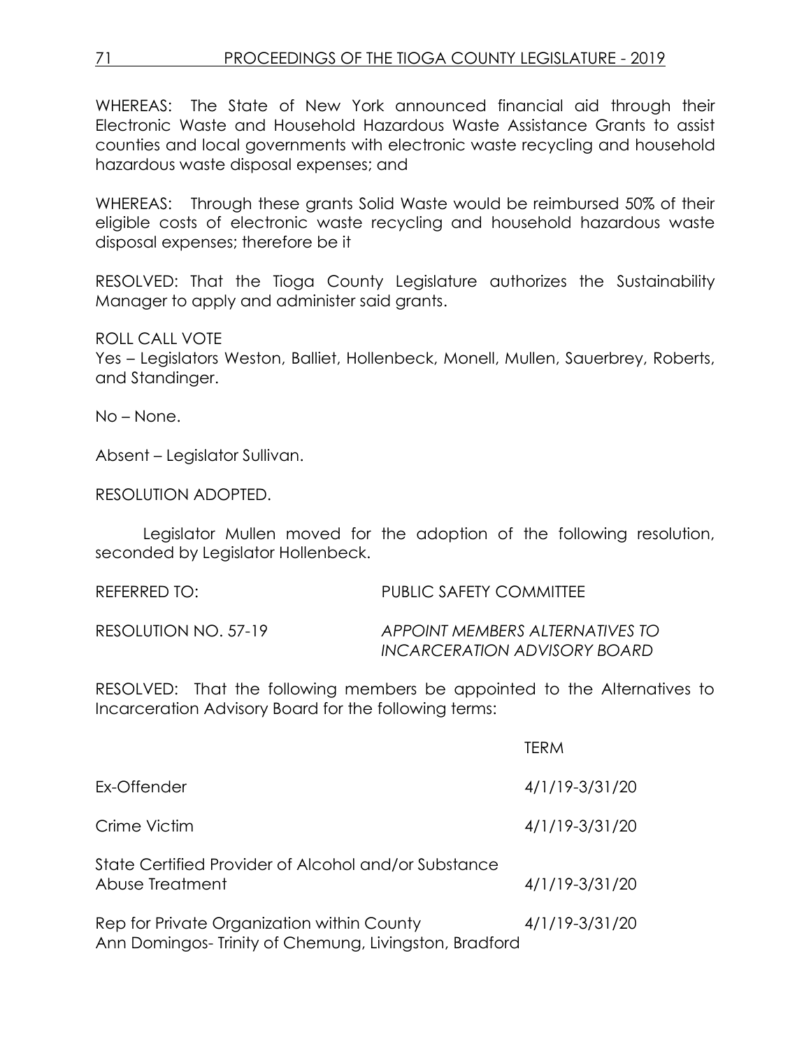WHEREAS: The State of New York announced financial aid through their Electronic Waste and Household Hazardous Waste Assistance Grants to assist counties and local governments with electronic waste recycling and household hazardous waste disposal expenses; and

WHEREAS: Through these grants Solid Waste would be reimbursed 50% of their eligible costs of electronic waste recycling and household hazardous waste disposal expenses; therefore be it

RESOLVED: That the Tioga County Legislature authorizes the Sustainability Manager to apply and administer said grants.

ROLL CALL VOTE
Yes – Legislators Weston, Balliet, Hollenbeck, Monell, Mullen, Sauerbrey, Roberts, and Standinger.

No – None.

Absent – Legislator Sullivan.

RESOLUTION ADOPTED.

Legislator Mullen moved for the adoption of the following resolution, seconded by Legislator Hollenbeck.

REFERRED TO: PUBLIC SAFETY COMMITTEE

RESOLUTION NO. 57-19 *APPOINT MEMBERS ALTERNATIVES TO INCARCERATION ADVISORY BOARD*

RESOLVED: That the following members be appointed to the Alternatives to Incarceration Advisory Board for the following terms:

| | TERM |
|---|---|
| Ex-Offender | 4/1/19-3/31/20 |
| Crime Victim | 4/1/19-3/31/20 |
| State Certified Provider of Alcohol and/or Substance Abuse Treatment | 4/1/19-3/31/20 |
| Rep for Private Organization within County<br>Ann Domingos- Trinity of Chemung, Livingston, Bradford | 4/1/19-3/31/20 |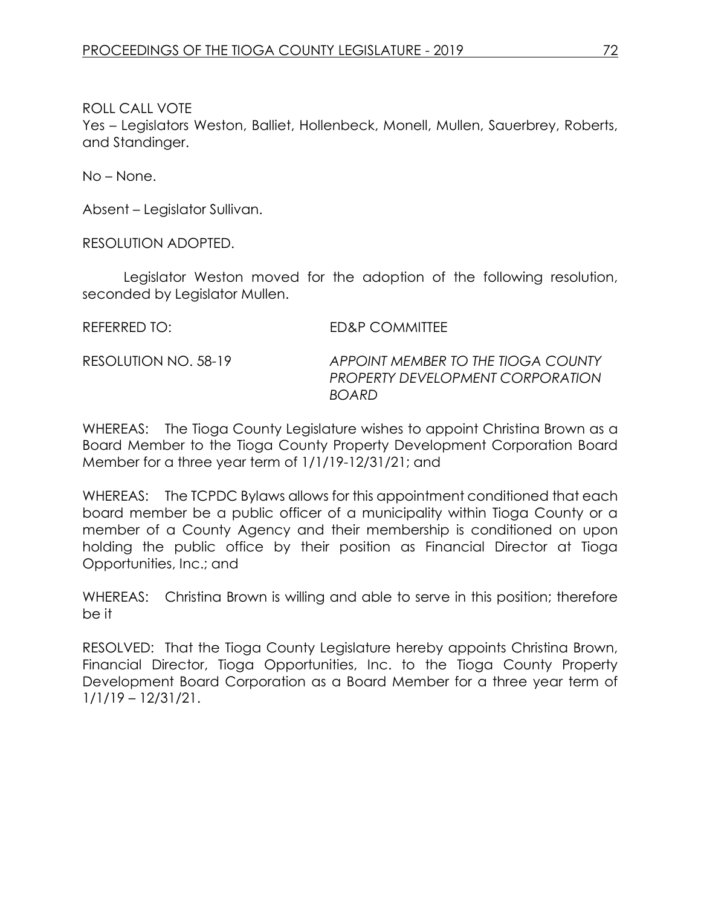ROLL CALL VOTE

Yes – Legislators Weston, Balliet, Hollenbeck, Monell, Mullen, Sauerbrey, Roberts, and Standinger.

No – None.

Absent – Legislator Sullivan.

RESOLUTION ADOPTED.

Legislator Weston moved for the adoption of the following resolution, seconded by Legislator Mullen.

REFERRED TO: ED&P COMMITTEE

RESOLUTION NO. 58-19 *APPOINT MEMBER TO THE TIOGA COUNTY PROPERTY DEVELOPMENT CORPORATION BOARD*

WHEREAS: The Tioga County Legislature wishes to appoint Christina Brown as a Board Member to the Tioga County Property Development Corporation Board Member for a three year term of 1/1/19-12/31/21; and

WHEREAS: The TCPDC Bylaws allows for this appointment conditioned that each board member be a public officer of a municipality within Tioga County or a member of a County Agency and their membership is conditioned on upon holding the public office by their position as Financial Director at Tioga Opportunities, Inc.; and

WHEREAS: Christina Brown is willing and able to serve in this position; therefore be it

RESOLVED: That the Tioga County Legislature hereby appoints Christina Brown, Financial Director, Tioga Opportunities, Inc. to the Tioga County Property Development Board Corporation as a Board Member for a three year term of 1/1/19 – 12/31/21.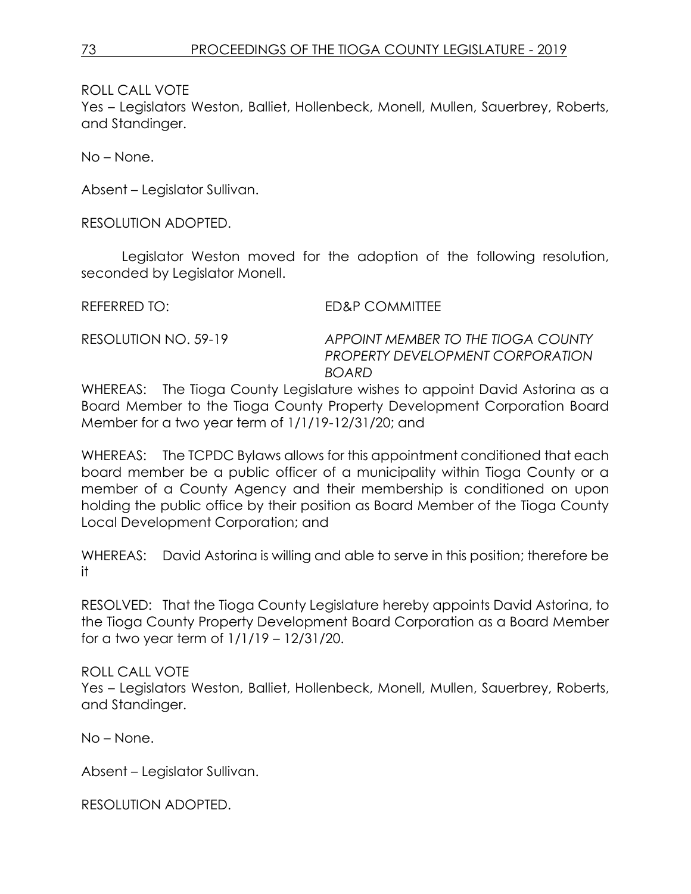ROLL CALL VOTE
Yes – Legislators Weston, Balliet, Hollenbeck, Monell, Mullen, Sauerbrey, Roberts, and Standinger.

No – None.

Absent – Legislator Sullivan.

RESOLUTION ADOPTED.

Legislator Weston moved for the adoption of the following resolution, seconded by Legislator Monell.

REFERRED TO: ED&P COMMITTEE

RESOLUTION NO. 59-19 *APPOINT MEMBER TO THE TIOGA COUNTY PROPERTY DEVELOPMENT CORPORATION BOARD*

WHEREAS: The Tioga County Legislature wishes to appoint David Astorina as a Board Member to the Tioga County Property Development Corporation Board Member for a two year term of 1/1/19-12/31/20; and

WHEREAS: The TCPDC Bylaws allows for this appointment conditioned that each board member be a public officer of a municipality within Tioga County or a member of a County Agency and their membership is conditioned on upon holding the public office by their position as Board Member of the Tioga County Local Development Corporation; and

WHEREAS: David Astorina is willing and able to serve in this position; therefore be it

RESOLVED: That the Tioga County Legislature hereby appoints David Astorina, to the Tioga County Property Development Board Corporation as a Board Member for a two year term of 1/1/19 – 12/31/20.

ROLL CALL VOTE
Yes – Legislators Weston, Balliet, Hollenbeck, Monell, Mullen, Sauerbrey, Roberts, and Standinger.

No – None.

Absent – Legislator Sullivan.

RESOLUTION ADOPTED.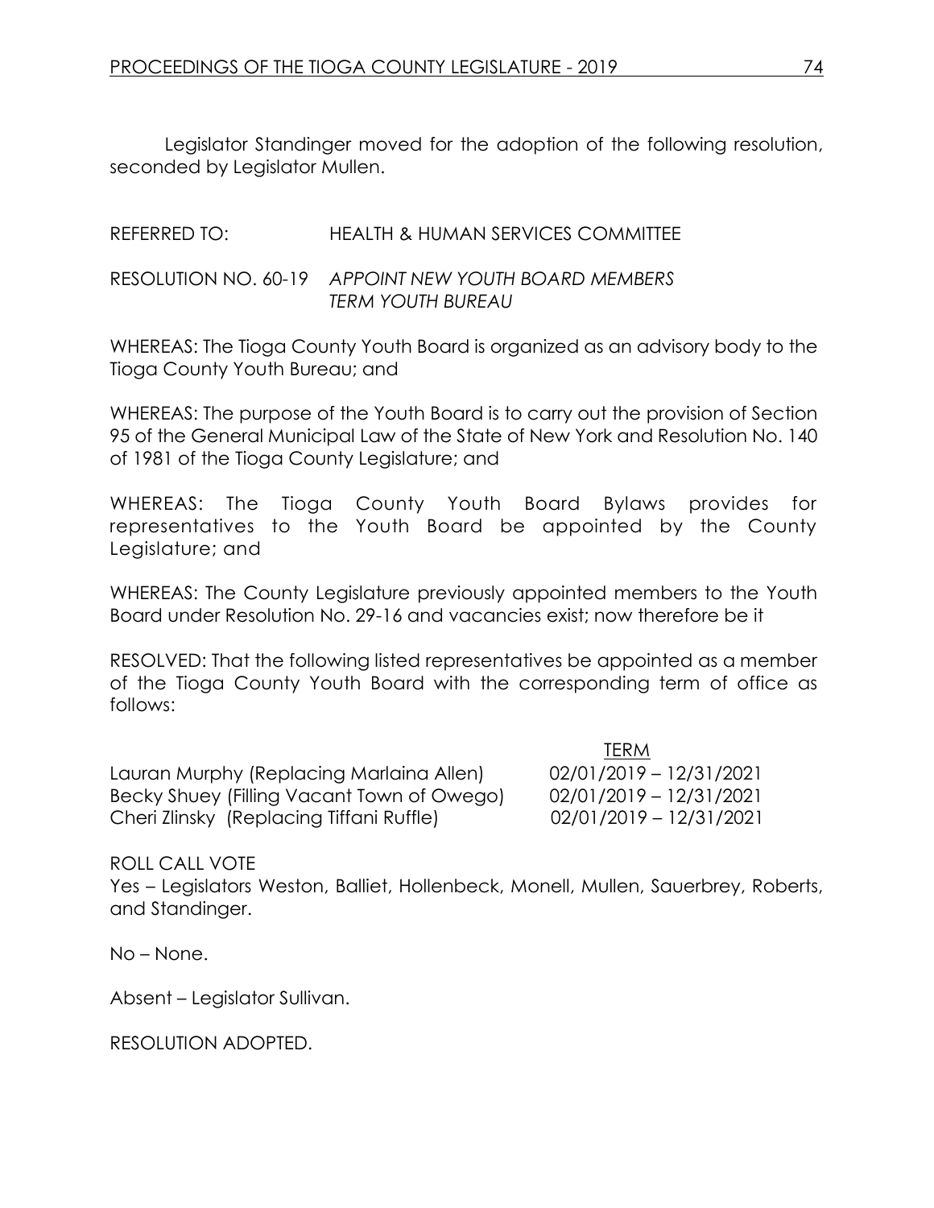Legislator Standinger moved for the adoption of the following resolution, seconded by Legislator Mullen.

REFERRED TO: HEALTH & HUMAN SERVICES COMMITTEE

RESOLUTION NO. 60-19 *APPOINT NEW YOUTH BOARD MEMBERS TERM YOUTH BUREAU*

WHEREAS: The Tioga County Youth Board is organized as an advisory body to the Tioga County Youth Bureau; and

WHEREAS: The purpose of the Youth Board is to carry out the provision of Section 95 of the General Municipal Law of the State of New York and Resolution No. 140 of 1981 of the Tioga County Legislature; and

WHEREAS: The Tioga County Youth Board Bylaws provides for representatives to the Youth Board be appointed by the County Legislature; and

WHEREAS: The County Legislature previously appointed members to the Youth Board under Resolution No. 29-16 and vacancies exist; now therefore be it

RESOLVED: That the following listed representatives be appointed as a member of the Tioga County Youth Board with the corresponding term of office as follows:

| | TERM |
|---|---|
| Lauran Murphy (Replacing Marlaina Allen) | 02/01/2019 – 12/31/2021 |
| Becky Shuey (Filling Vacant Town of Owego) | 02/01/2019 – 12/31/2021 |
| Cheri Zlinsky (Replacing Tiffani Ruffle) | 02/01/2019 – 12/31/2021 |

ROLL CALL VOTE
Yes – Legislators Weston, Balliet, Hollenbeck, Monell, Mullen, Sauerbrey, Roberts, and Standinger.

No – None.

Absent – Legislator Sullivan.

RESOLUTION ADOPTED.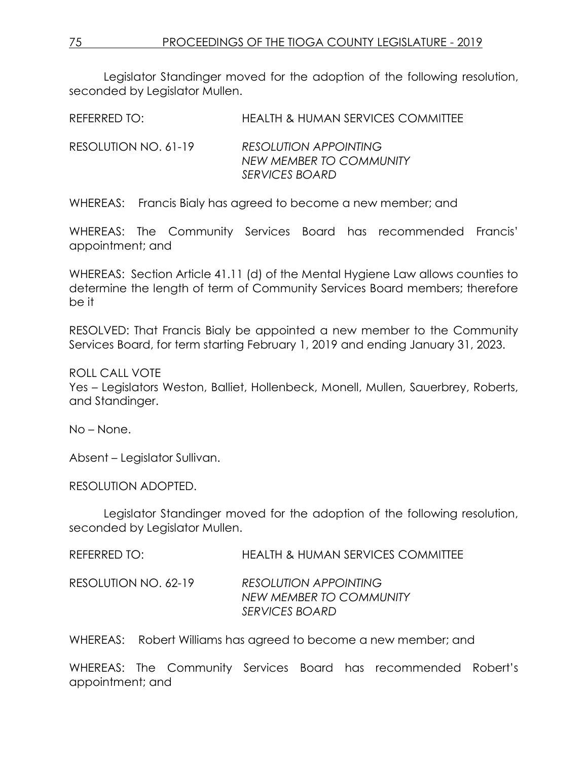Legislator Standinger moved for the adoption of the following resolution, seconded by Legislator Mullen.

REFERRED TO: HEALTH & HUMAN SERVICES COMMITTEE

RESOLUTION NO. 61-19 *RESOLUTION APPOINTING NEW MEMBER TO COMMUNITY SERVICES BOARD*

WHEREAS: Francis Bialy has agreed to become a new member; and

WHEREAS: The Community Services Board has recommended Francis' appointment; and

WHEREAS: Section Article 41.11 (d) of the Mental Hygiene Law allows counties to determine the length of term of Community Services Board members; therefore be it

RESOLVED: That Francis Bialy be appointed a new member to the Community Services Board, for term starting February 1, 2019 and ending January 31, 2023.

ROLL CALL VOTE
Yes – Legislators Weston, Balliet, Hollenbeck, Monell, Mullen, Sauerbrey, Roberts, and Standinger.

No – None.

Absent – Legislator Sullivan.

RESOLUTION ADOPTED.

Legislator Standinger moved for the adoption of the following resolution, seconded by Legislator Mullen.

REFERRED TO: HEALTH & HUMAN SERVICES COMMITTEE

RESOLUTION NO. 62-19 *RESOLUTION APPOINTING NEW MEMBER TO COMMUNITY SERVICES BOARD*

WHEREAS: Robert Williams has agreed to become a new member; and

WHEREAS: The Community Services Board has recommended Robert's appointment; and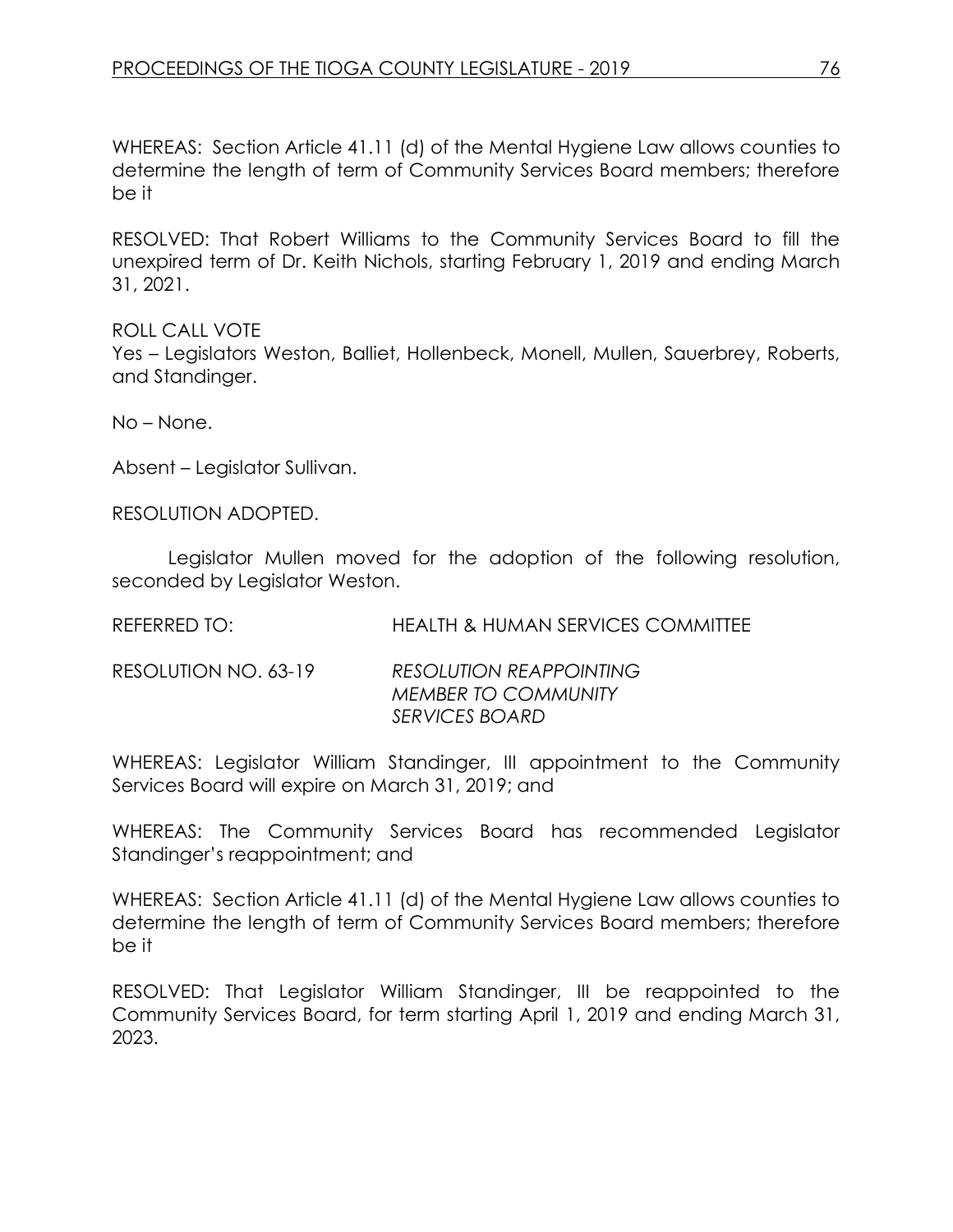WHEREAS: Section Article 41.11 (d) of the Mental Hygiene Law allows counties to determine the length of term of Community Services Board members; therefore be it

RESOLVED: That Robert Williams to the Community Services Board to fill the unexpired term of Dr. Keith Nichols, starting February 1, 2019 and ending March 31, 2021.

ROLL CALL VOTE
Yes – Legislators Weston, Balliet, Hollenbeck, Monell, Mullen, Sauerbrey, Roberts, and Standinger.

No – None.

Absent – Legislator Sullivan.

RESOLUTION ADOPTED.

Legislator Mullen moved for the adoption of the following resolution, seconded by Legislator Weston.

REFERRED TO: HEALTH & HUMAN SERVICES COMMITTEE

RESOLUTION NO. 63-19 *RESOLUTION REAPPOINTING MEMBER TO COMMUNITY SERVICES BOARD*

WHEREAS: Legislator William Standinger, III appointment to the Community Services Board will expire on March 31, 2019; and

WHEREAS: The Community Services Board has recommended Legislator Standinger's reappointment; and

WHEREAS: Section Article 41.11 (d) of the Mental Hygiene Law allows counties to determine the length of term of Community Services Board members; therefore be it

RESOLVED: That Legislator William Standinger, III be reappointed to the Community Services Board, for term starting April 1, 2019 and ending March 31, 2023.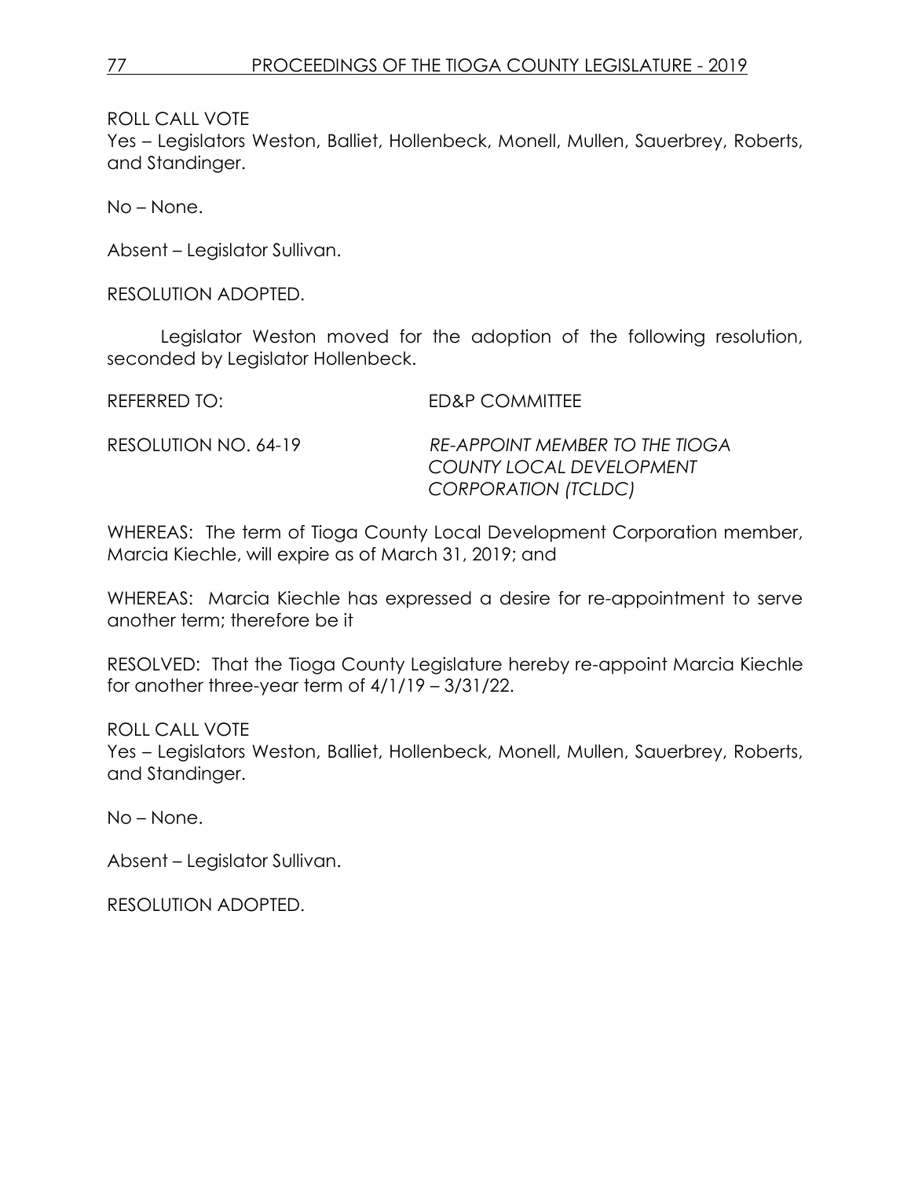ROLL CALL VOTE
Yes – Legislators Weston, Balliet, Hollenbeck, Monell, Mullen, Sauerbrey, Roberts, and Standinger.

No – None.

Absent – Legislator Sullivan.

RESOLUTION ADOPTED.

Legislator Weston moved for the adoption of the following resolution, seconded by Legislator Hollenbeck.

REFERRED TO: ED&P COMMITTEE

RESOLUTION NO. 64-19 *RE-APPOINT MEMBER TO THE TIOGA COUNTY LOCAL DEVELOPMENT CORPORATION (TCLDC)*

WHEREAS: The term of Tioga County Local Development Corporation member, Marcia Kiechle, will expire as of March 31, 2019; and

WHEREAS: Marcia Kiechle has expressed a desire for re-appointment to serve another term; therefore be it

RESOLVED: That the Tioga County Legislature hereby re-appoint Marcia Kiechle for another three-year term of 4/1/19 – 3/31/22.

ROLL CALL VOTE
Yes – Legislators Weston, Balliet, Hollenbeck, Monell, Mullen, Sauerbrey, Roberts, and Standinger.

No – None.

Absent – Legislator Sullivan.

RESOLUTION ADOPTED.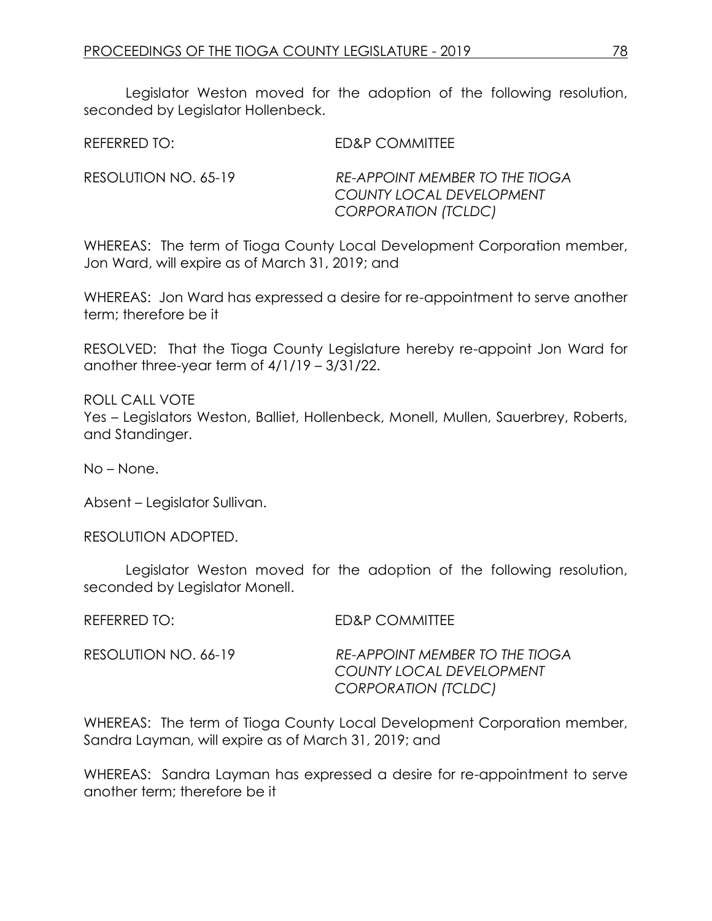Legislator Weston moved for the adoption of the following resolution, seconded by Legislator Hollenbeck.

REFERRED TO: ED&P COMMITTEE

RESOLUTION NO. 65-19 *RE-APPOINT MEMBER TO THE TIOGA COUNTY LOCAL DEVELOPMENT CORPORATION (TCLDC)*

WHEREAS: The term of Tioga County Local Development Corporation member, Jon Ward, will expire as of March 31, 2019; and

WHEREAS: Jon Ward has expressed a desire for re-appointment to serve another term; therefore be it

RESOLVED: That the Tioga County Legislature hereby re-appoint Jon Ward for another three-year term of 4/1/19 – 3/31/22.

ROLL CALL VOTE
Yes – Legislators Weston, Balliet, Hollenbeck, Monell, Mullen, Sauerbrey, Roberts, and Standinger.

No – None.

Absent – Legislator Sullivan.

RESOLUTION ADOPTED.

Legislator Weston moved for the adoption of the following resolution, seconded by Legislator Monell.

REFERRED TO: ED&P COMMITTEE

RESOLUTION NO. 66-19 *RE-APPOINT MEMBER TO THE TIOGA COUNTY LOCAL DEVELOPMENT CORPORATION (TCLDC)*

WHEREAS: The term of Tioga County Local Development Corporation member, Sandra Layman, will expire as of March 31, 2019; and

WHEREAS: Sandra Layman has expressed a desire for re-appointment to serve another term; therefore be it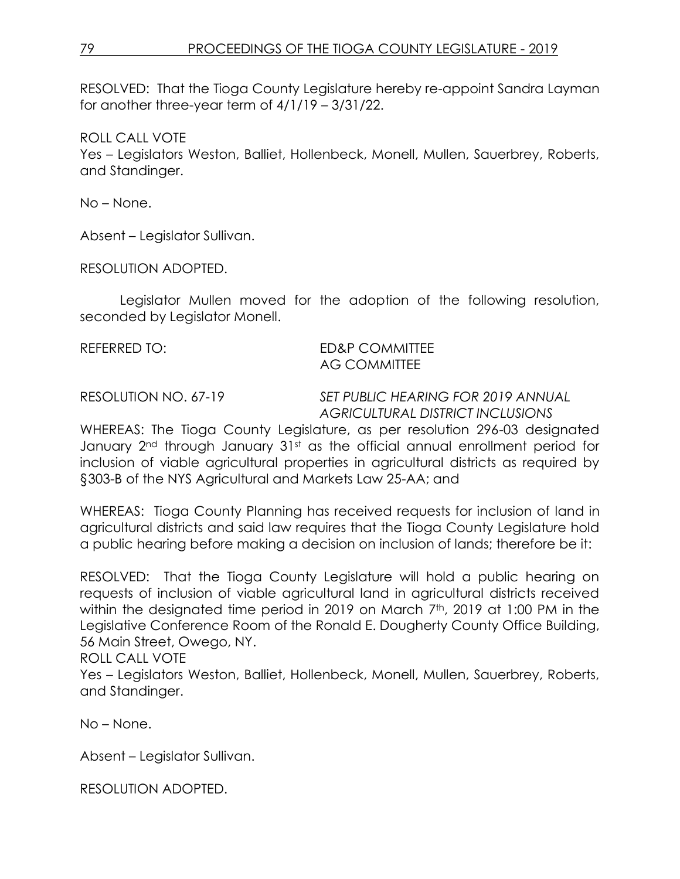RESOLVED: That the Tioga County Legislature hereby re-appoint Sandra Layman for another three-year term of 4/1/19 – 3/31/22.

ROLL CALL VOTE
Yes – Legislators Weston, Balliet, Hollenbeck, Monell, Mullen, Sauerbrey, Roberts, and Standinger.

No – None.

Absent – Legislator Sullivan.

RESOLUTION ADOPTED.

Legislator Mullen moved for the adoption of the following resolution, seconded by Legislator Monell.

REFERRED TO: ED&P COMMITTEE
AG COMMITTEE

RESOLUTION NO. 67-19 *SET PUBLIC HEARING FOR 2019 ANNUAL AGRICULTURAL DISTRICT INCLUSIONS*

WHEREAS: The Tioga County Legislature, as per resolution 296-03 designated January 2nd through January 31st as the official annual enrollment period for inclusion of viable agricultural properties in agricultural districts as required by §303-B of the NYS Agricultural and Markets Law 25-AA; and

WHEREAS: Tioga County Planning has received requests for inclusion of land in agricultural districts and said law requires that the Tioga County Legislature hold a public hearing before making a decision on inclusion of lands; therefore be it:

RESOLVED: That the Tioga County Legislature will hold a public hearing on requests of inclusion of viable agricultural land in agricultural districts received within the designated time period in 2019 on March 7th, 2019 at 1:00 PM in the Legislative Conference Room of the Ronald E. Dougherty County Office Building, 56 Main Street, Owego, NY.

ROLL CALL VOTE
Yes – Legislators Weston, Balliet, Hollenbeck, Monell, Mullen, Sauerbrey, Roberts, and Standinger.

No – None.

Absent – Legislator Sullivan.

RESOLUTION ADOPTED.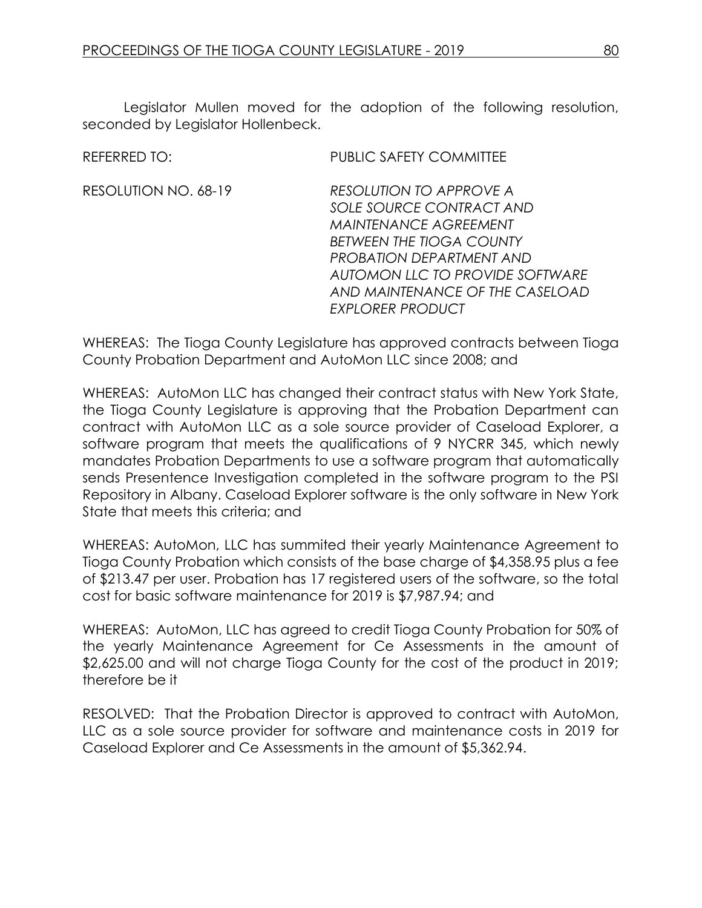Legislator Mullen moved for the adoption of the following resolution, seconded by Legislator Hollenbeck.

REFERRED TO: PUBLIC SAFETY COMMITTEE

RESOLUTION NO. 68-19 *RESOLUTION TO APPROVE A SOLE SOURCE CONTRACT AND MAINTENANCE AGREEMENT BETWEEN THE TIOGA COUNTY PROBATION DEPARTMENT AND AUTOMON LLC TO PROVIDE SOFTWARE AND MAINTENANCE OF THE CASELOAD EXPLORER PRODUCT*

WHEREAS: The Tioga County Legislature has approved contracts between Tioga County Probation Department and AutoMon LLC since 2008; and

WHEREAS: AutoMon LLC has changed their contract status with New York State, the Tioga County Legislature is approving that the Probation Department can contract with AutoMon LLC as a sole source provider of Caseload Explorer, a software program that meets the qualifications of 9 NYCRR 345, which newly mandates Probation Departments to use a software program that automatically sends Presentence Investigation completed in the software program to the PSI Repository in Albany. Caseload Explorer software is the only software in New York State that meets this criteria; and

WHEREAS: AutoMon, LLC has summited their yearly Maintenance Agreement to Tioga County Probation which consists of the base charge of $4,358.95 plus a fee of $213.47 per user. Probation has 17 registered users of the software, so the total cost for basic software maintenance for 2019 is $7,987.94; and

WHEREAS: AutoMon, LLC has agreed to credit Tioga County Probation for 50% of the yearly Maintenance Agreement for Ce Assessments in the amount of $2,625.00 and will not charge Tioga County for the cost of the product in 2019; therefore be it

RESOLVED: That the Probation Director is approved to contract with AutoMon, LLC as a sole source provider for software and maintenance costs in 2019 for Caseload Explorer and Ce Assessments in the amount of $5,362.94.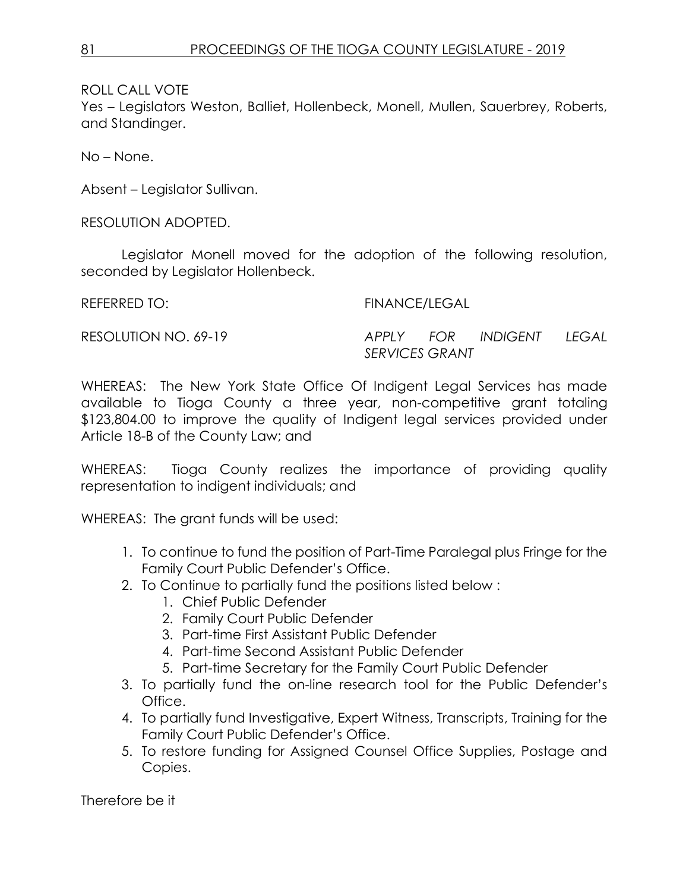ROLL CALL VOTE

Yes – Legislators Weston, Balliet, Hollenbeck, Monell, Mullen, Sauerbrey, Roberts, and Standinger.

No – None.

Absent – Legislator Sullivan.

RESOLUTION ADOPTED.

Legislator Monell moved for the adoption of the following resolution, seconded by Legislator Hollenbeck.

REFERRED TO: FINANCE/LEGAL

RESOLUTION NO. 69-19 *APPLY FOR INDIGENT LEGAL SERVICES GRANT*

WHEREAS: The New York State Office Of Indigent Legal Services has made available to Tioga County a three year, non-competitive grant totaling $123,804.00 to improve the quality of Indigent legal services provided under Article 18-B of the County Law; and

WHEREAS: Tioga County realizes the importance of providing quality representation to indigent individuals; and

WHEREAS: The grant funds will be used:

1. To continue to fund the position of Part-Time Paralegal plus Fringe for the Family Court Public Defender's Office.
2. To Continue to partially fund the positions listed below :
   1. Chief Public Defender
   2. Family Court Public Defender
   3. Part-time First Assistant Public Defender
   4. Part-time Second Assistant Public Defender
   5. Part-time Secretary for the Family Court Public Defender
3. To partially fund the on-line research tool for the Public Defender's Office.
4. To partially fund Investigative, Expert Witness, Transcripts, Training for the Family Court Public Defender's Office.
5. To restore funding for Assigned Counsel Office Supplies, Postage and Copies.

Therefore be it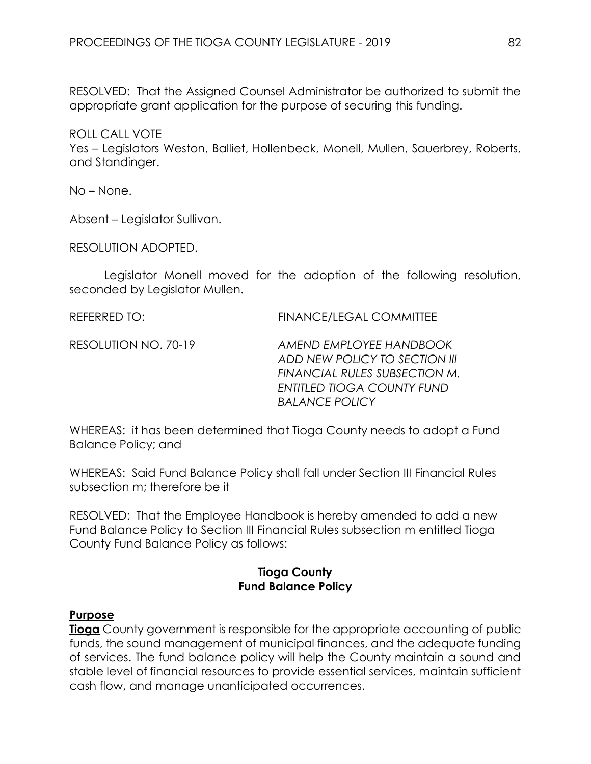RESOLVED: That the Assigned Counsel Administrator be authorized to submit the appropriate grant application for the purpose of securing this funding.

ROLL CALL VOTE
Yes – Legislators Weston, Balliet, Hollenbeck, Monell, Mullen, Sauerbrey, Roberts, and Standinger.

No – None.

Absent – Legislator Sullivan.

RESOLUTION ADOPTED.

Legislator Monell moved for the adoption of the following resolution, seconded by Legislator Mullen.

REFERRED TO: FINANCE/LEGAL COMMITTEE

RESOLUTION NO. 70-19 *AMEND EMPLOYEE HANDBOOK ADD NEW POLICY TO SECTION III FINANCIAL RULES SUBSECTION M. ENTITLED TIOGA COUNTY FUND BALANCE POLICY*

WHEREAS: it has been determined that Tioga County needs to adopt a Fund Balance Policy; and

WHEREAS: Said Fund Balance Policy shall fall under Section III Financial Rules subsection m; therefore be it

RESOLVED: That the Employee Handbook is hereby amended to add a new Fund Balance Policy to Section III Financial Rules subsection m entitled Tioga County Fund Balance Policy as follows:

**Tioga County**
**Fund Balance Policy**

**Purpose**

**Tioga** County government is responsible for the appropriate accounting of public funds, the sound management of municipal finances, and the adequate funding of services. The fund balance policy will help the County maintain a sound and stable level of financial resources to provide essential services, maintain sufficient cash flow, and manage unanticipated occurrences.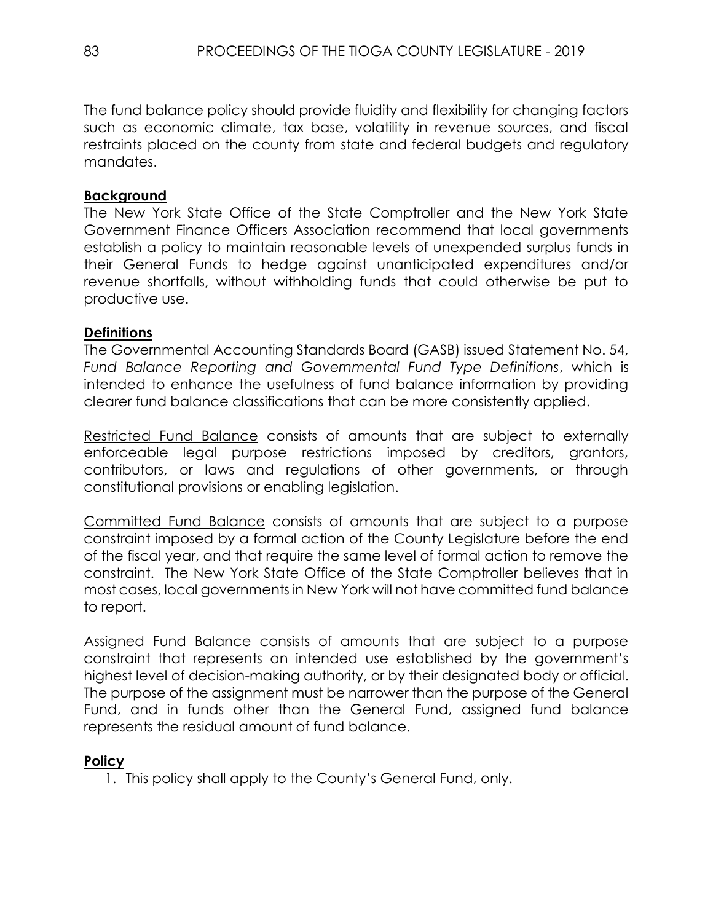The fund balance policy should provide fluidity and flexibility for changing factors such as economic climate, tax base, volatility in revenue sources, and fiscal restraints placed on the county from state and federal budgets and regulatory mandates.

**Background**

The New York State Office of the State Comptroller and the New York State Government Finance Officers Association recommend that local governments establish a policy to maintain reasonable levels of unexpended surplus funds in their General Funds to hedge against unanticipated expenditures and/or revenue shortfalls, without withholding funds that could otherwise be put to productive use.

**Definitions**

The Governmental Accounting Standards Board (GASB) issued Statement No. 54, *Fund Balance Reporting and Governmental Fund Type Definitions*, which is intended to enhance the usefulness of fund balance information by providing clearer fund balance classifications that can be more consistently applied.

Restricted Fund Balance consists of amounts that are subject to externally enforceable legal purpose restrictions imposed by creditors, grantors, contributors, or laws and regulations of other governments, or through constitutional provisions or enabling legislation.

Committed Fund Balance consists of amounts that are subject to a purpose constraint imposed by a formal action of the County Legislature before the end of the fiscal year, and that require the same level of formal action to remove the constraint. The New York State Office of the State Comptroller believes that in most cases, local governments in New York will not have committed fund balance to report.

Assigned Fund Balance consists of amounts that are subject to a purpose constraint that represents an intended use established by the government's highest level of decision-making authority, or by their designated body or official. The purpose of the assignment must be narrower than the purpose of the General Fund, and in funds other than the General Fund, assigned fund balance represents the residual amount of fund balance.

**Policy**

1. This policy shall apply to the County's General Fund, only.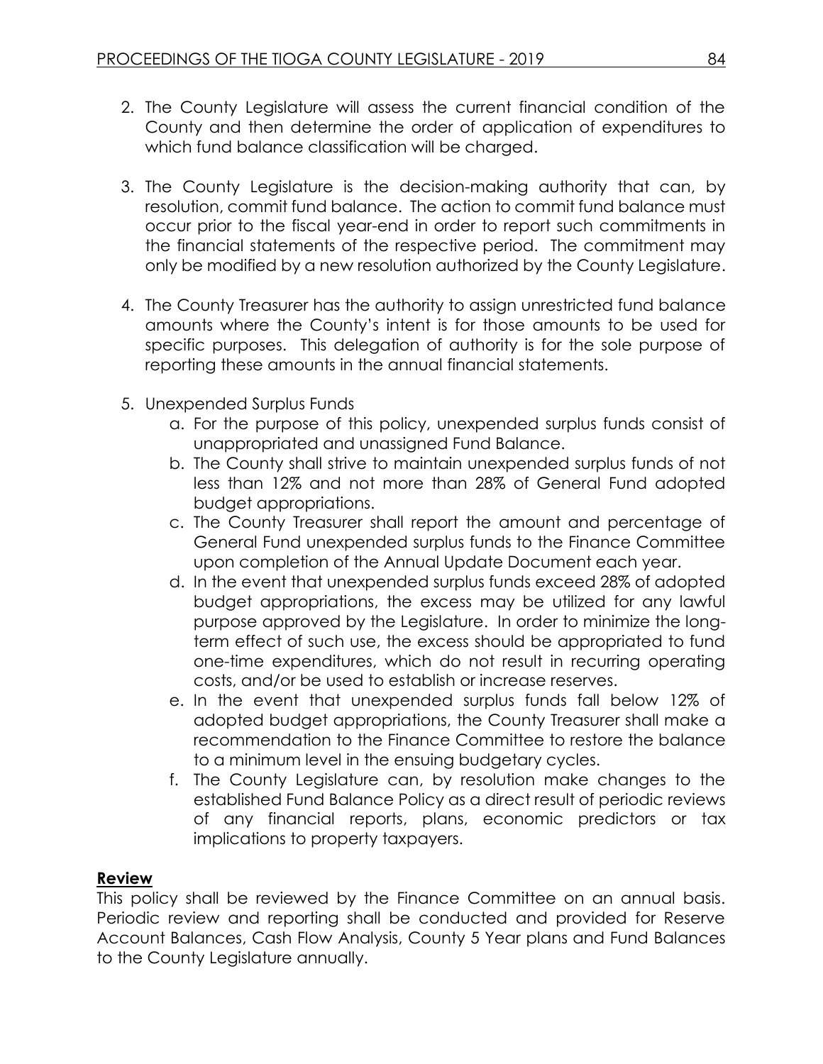2. The County Legislature will assess the current financial condition of the County and then determine the order of application of expenditures to which fund balance classification will be charged.

3. The County Legislature is the decision-making authority that can, by resolution, commit fund balance. The action to commit fund balance must occur prior to the fiscal year-end in order to report such commitments in the financial statements of the respective period. The commitment may only be modified by a new resolution authorized by the County Legislature.

4. The County Treasurer has the authority to assign unrestricted fund balance amounts where the County's intent is for those amounts to be used for specific purposes. This delegation of authority is for the sole purpose of reporting these amounts in the annual financial statements.

5. Unexpended Surplus Funds
    a. For the purpose of this policy, unexpended surplus funds consist of unappropriated and unassigned Fund Balance.
    b. The County shall strive to maintain unexpended surplus funds of not less than 12% and not more than 28% of General Fund adopted budget appropriations.
    c. The County Treasurer shall report the amount and percentage of General Fund unexpended surplus funds to the Finance Committee upon completion of the Annual Update Document each year.
    d. In the event that unexpended surplus funds exceed 28% of adopted budget appropriations, the excess may be utilized for any lawful purpose approved by the Legislature. In order to minimize the long-term effect of such use, the excess should be appropriated to fund one-time expenditures, which do not result in recurring operating costs, and/or be used to establish or increase reserves.
    e. In the event that unexpended surplus funds fall below 12% of adopted budget appropriations, the County Treasurer shall make a recommendation to the Finance Committee to restore the balance to a minimum level in the ensuing budgetary cycles.
    f. The County Legislature can, by resolution make changes to the established Fund Balance Policy as a direct result of periodic reviews of any financial reports, plans, economic predictors or tax implications to property taxpayers.

**Review**

This policy shall be reviewed by the Finance Committee on an annual basis. Periodic review and reporting shall be conducted and provided for Reserve Account Balances, Cash Flow Analysis, County 5 Year plans and Fund Balances to the County Legislature annually.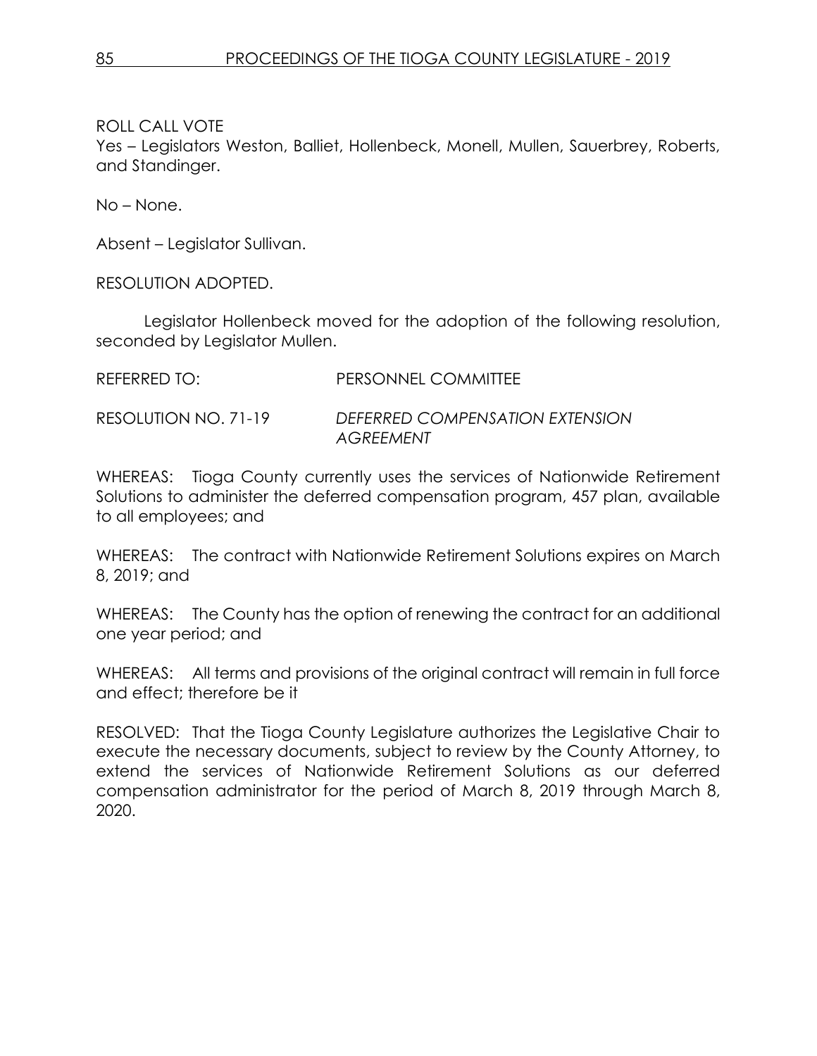ROLL CALL VOTE
Yes – Legislators Weston, Balliet, Hollenbeck, Monell, Mullen, Sauerbrey, Roberts, and Standinger.

No – None.

Absent – Legislator Sullivan.

RESOLUTION ADOPTED.

Legislator Hollenbeck moved for the adoption of the following resolution, seconded by Legislator Mullen.

REFERRED TO: PERSONNEL COMMITTEE

RESOLUTION NO. 71-19 *DEFERRED COMPENSATION EXTENSION AGREEMENT*

WHEREAS: Tioga County currently uses the services of Nationwide Retirement Solutions to administer the deferred compensation program, 457 plan, available to all employees; and

WHEREAS: The contract with Nationwide Retirement Solutions expires on March 8, 2019; and

WHEREAS: The County has the option of renewing the contract for an additional one year period; and

WHEREAS: All terms and provisions of the original contract will remain in full force and effect; therefore be it

RESOLVED: That the Tioga County Legislature authorizes the Legislative Chair to execute the necessary documents, subject to review by the County Attorney, to extend the services of Nationwide Retirement Solutions as our deferred compensation administrator for the period of March 8, 2019 through March 8, 2020.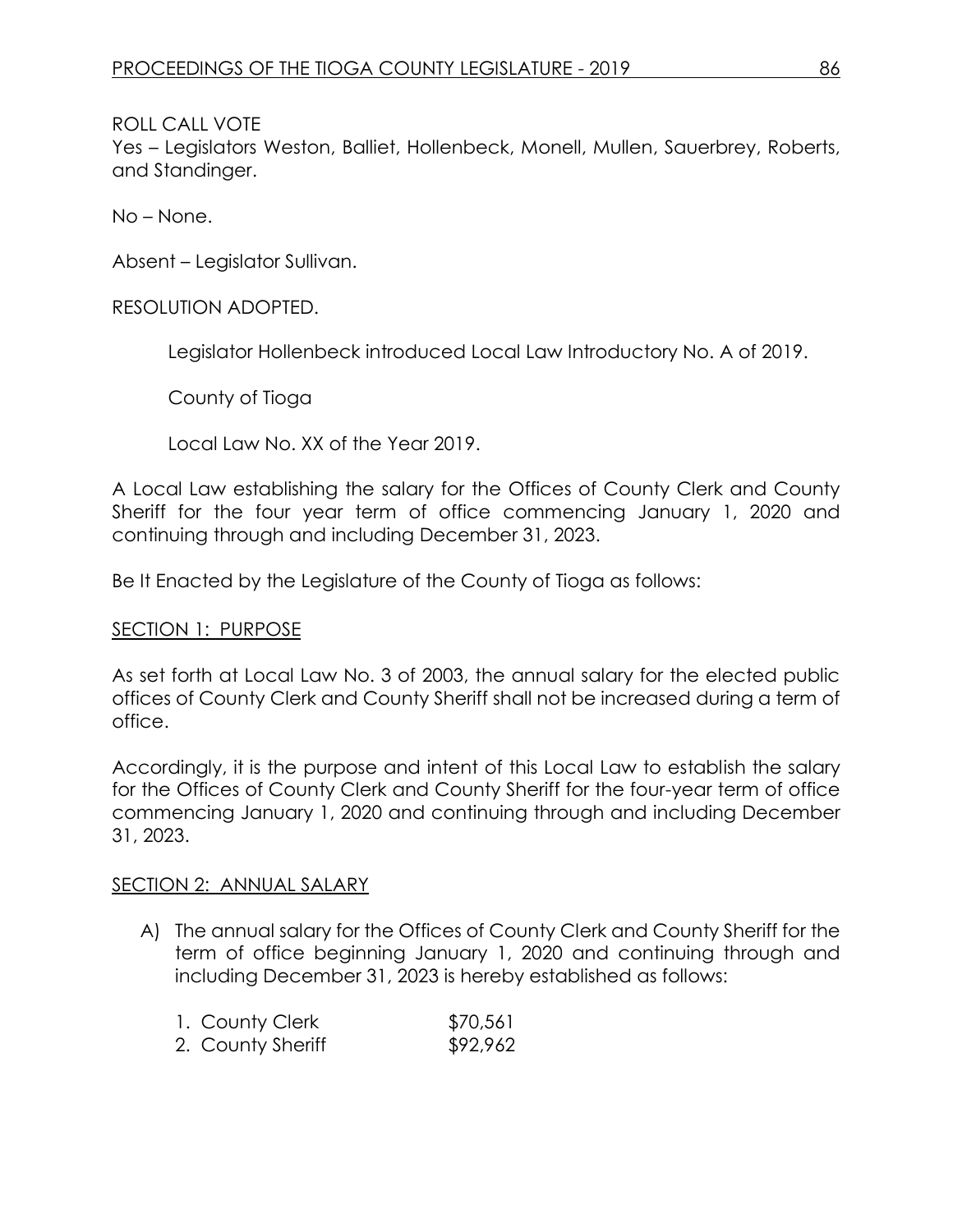ROLL CALL VOTE

Yes – Legislators Weston, Balliet, Hollenbeck, Monell, Mullen, Sauerbrey, Roberts, and Standinger.

No – None.

Absent – Legislator Sullivan.

RESOLUTION ADOPTED.

Legislator Hollenbeck introduced Local Law Introductory No. A of 2019.

County of Tioga

Local Law No. XX of the Year 2019.

A Local Law establishing the salary for the Offices of County Clerk and County Sheriff for the four year term of office commencing January 1, 2020 and continuing through and including December 31, 2023.

Be It Enacted by the Legislature of the County of Tioga as follows:

SECTION 1: PURPOSE

As set forth at Local Law No. 3 of 2003, the annual salary for the elected public offices of County Clerk and County Sheriff shall not be increased during a term of office.

Accordingly, it is the purpose and intent of this Local Law to establish the salary for the Offices of County Clerk and County Sheriff for the four-year term of office commencing January 1, 2020 and continuing through and including December 31, 2023.

SECTION 2: ANNUAL SALARY

A) The annual salary for the Offices of County Clerk and County Sheriff for the term of office beginning January 1, 2020 and continuing through and including December 31, 2023 is hereby established as follows:

1. County Clerk $70,561
2. County Sheriff $92,962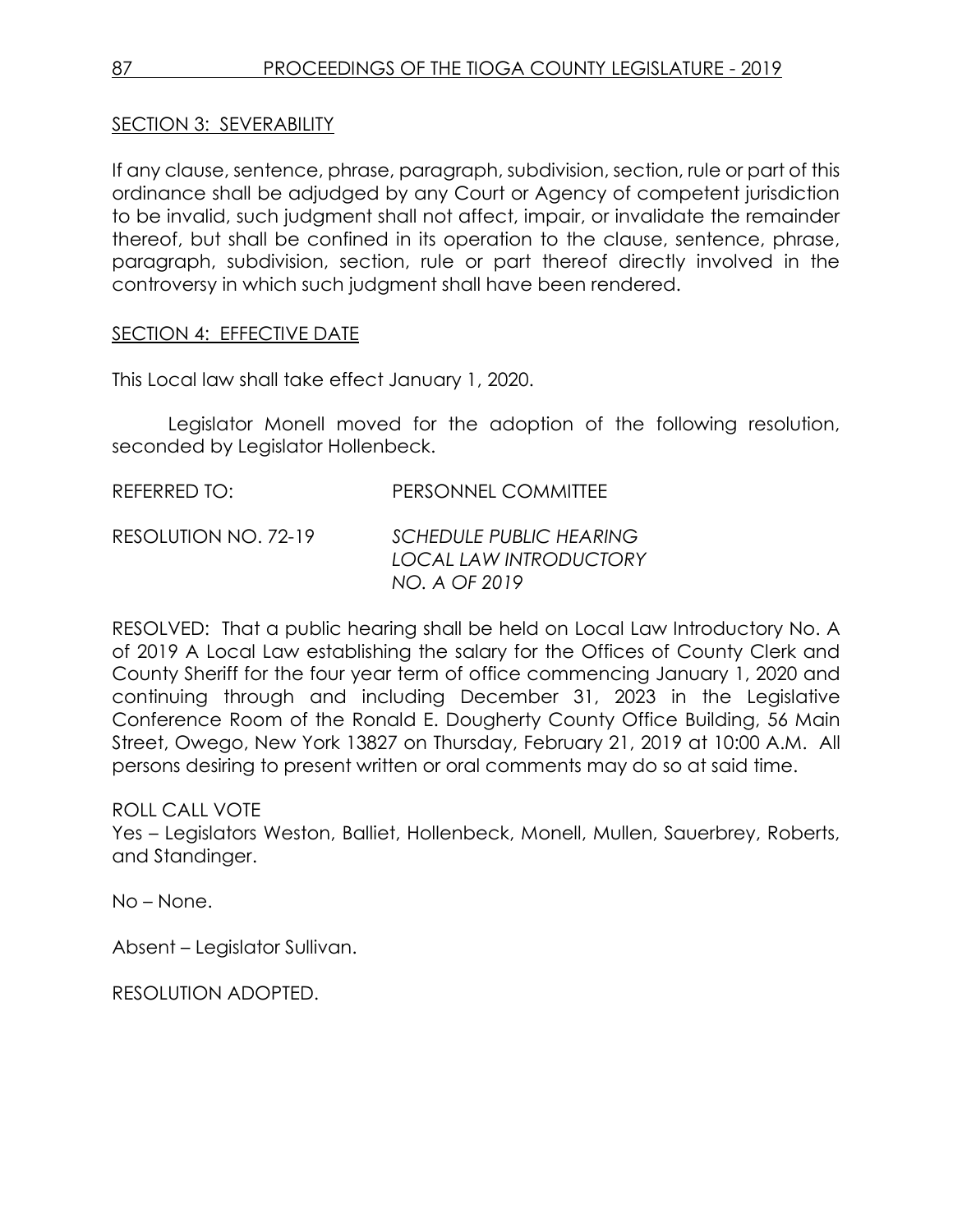SECTION 3: SEVERABILITY

If any clause, sentence, phrase, paragraph, subdivision, section, rule or part of this ordinance shall be adjudged by any Court or Agency of competent jurisdiction to be invalid, such judgment shall not affect, impair, or invalidate the remainder thereof, but shall be confined in its operation to the clause, sentence, phrase, paragraph, subdivision, section, rule or part thereof directly involved in the controversy in which such judgment shall have been rendered.

SECTION 4: EFFECTIVE DATE

This Local law shall take effect January 1, 2020.

Legislator Monell moved for the adoption of the following resolution, seconded by Legislator Hollenbeck.

REFERRED TO: PERSONNEL COMMITTEE

RESOLUTION NO. 72-19 *SCHEDULE PUBLIC HEARING LOCAL LAW INTRODUCTORY NO. A OF 2019*

RESOLVED: That a public hearing shall be held on Local Law Introductory No. A of 2019 A Local Law establishing the salary for the Offices of County Clerk and County Sheriff for the four year term of office commencing January 1, 2020 and continuing through and including December 31, 2023 in the Legislative Conference Room of the Ronald E. Dougherty County Office Building, 56 Main Street, Owego, New York 13827 on Thursday, February 21, 2019 at 10:00 A.M. All persons desiring to present written or oral comments may do so at said time.

ROLL CALL VOTE
Yes – Legislators Weston, Balliet, Hollenbeck, Monell, Mullen, Sauerbrey, Roberts, and Standinger.

No – None.

Absent – Legislator Sullivan.

RESOLUTION ADOPTED.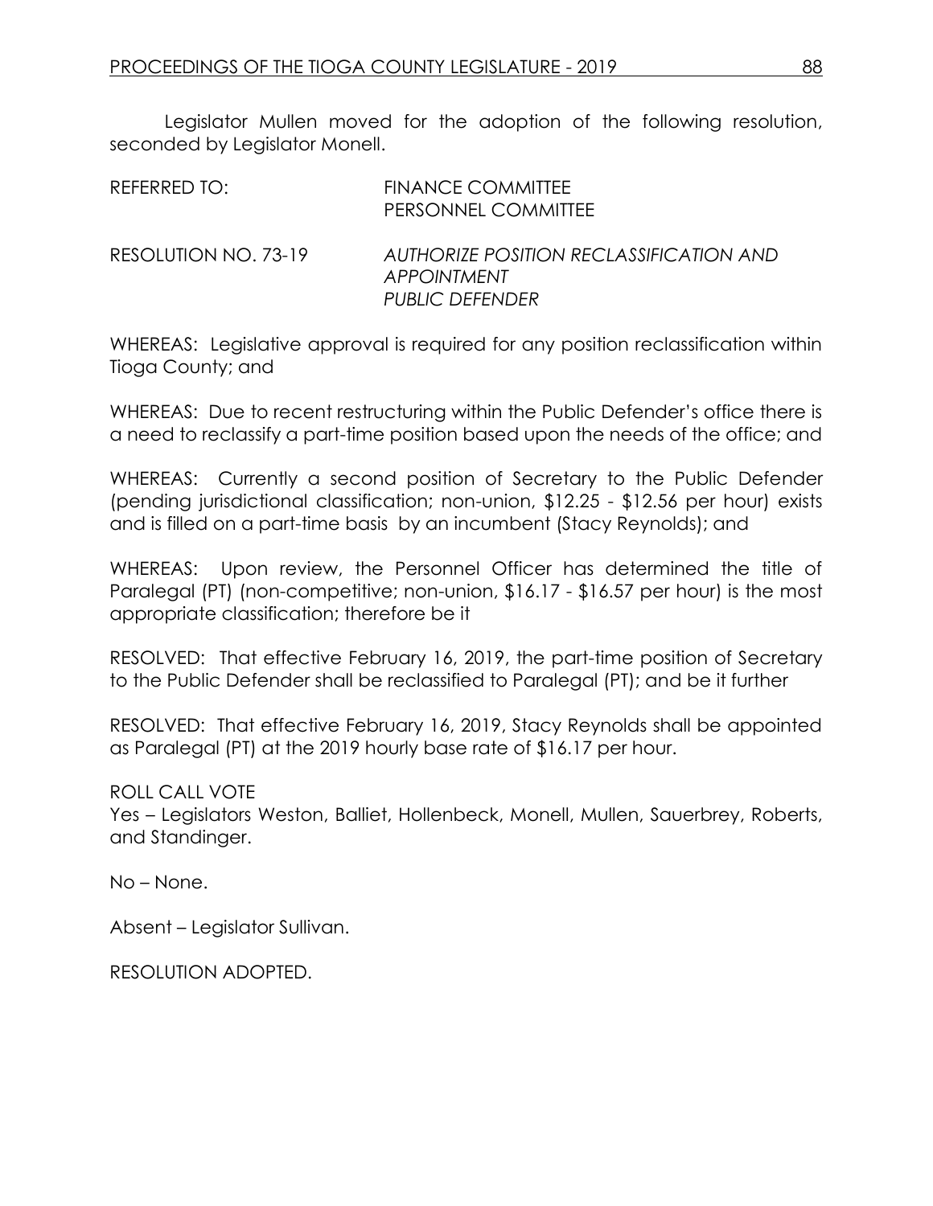Legislator Mullen moved for the adoption of the following resolution, seconded by Legislator Monell.

REFERRED TO: FINANCE COMMITTEE
PERSONNEL COMMITTEE

RESOLUTION NO. 73-19 *AUTHORIZE POSITION RECLASSIFICATION AND APPOINTMENT PUBLIC DEFENDER*

WHEREAS: Legislative approval is required for any position reclassification within Tioga County; and

WHEREAS: Due to recent restructuring within the Public Defender's office there is a need to reclassify a part-time position based upon the needs of the office; and

WHEREAS: Currently a second position of Secretary to the Public Defender (pending jurisdictional classification; non-union, \$12.25 - \$12.56 per hour) exists and is filled on a part-time basis by an incumbent (Stacy Reynolds); and

WHEREAS: Upon review, the Personnel Officer has determined the title of Paralegal (PT) (non-competitive; non-union, \$16.17 - \$16.57 per hour) is the most appropriate classification; therefore be it

RESOLVED: That effective February 16, 2019, the part-time position of Secretary to the Public Defender shall be reclassified to Paralegal (PT); and be it further

RESOLVED: That effective February 16, 2019, Stacy Reynolds shall be appointed as Paralegal (PT) at the 2019 hourly base rate of \$16.17 per hour.

ROLL CALL VOTE
Yes – Legislators Weston, Balliet, Hollenbeck, Monell, Mullen, Sauerbrey, Roberts, and Standinger.

No – None.

Absent – Legislator Sullivan.

RESOLUTION ADOPTED.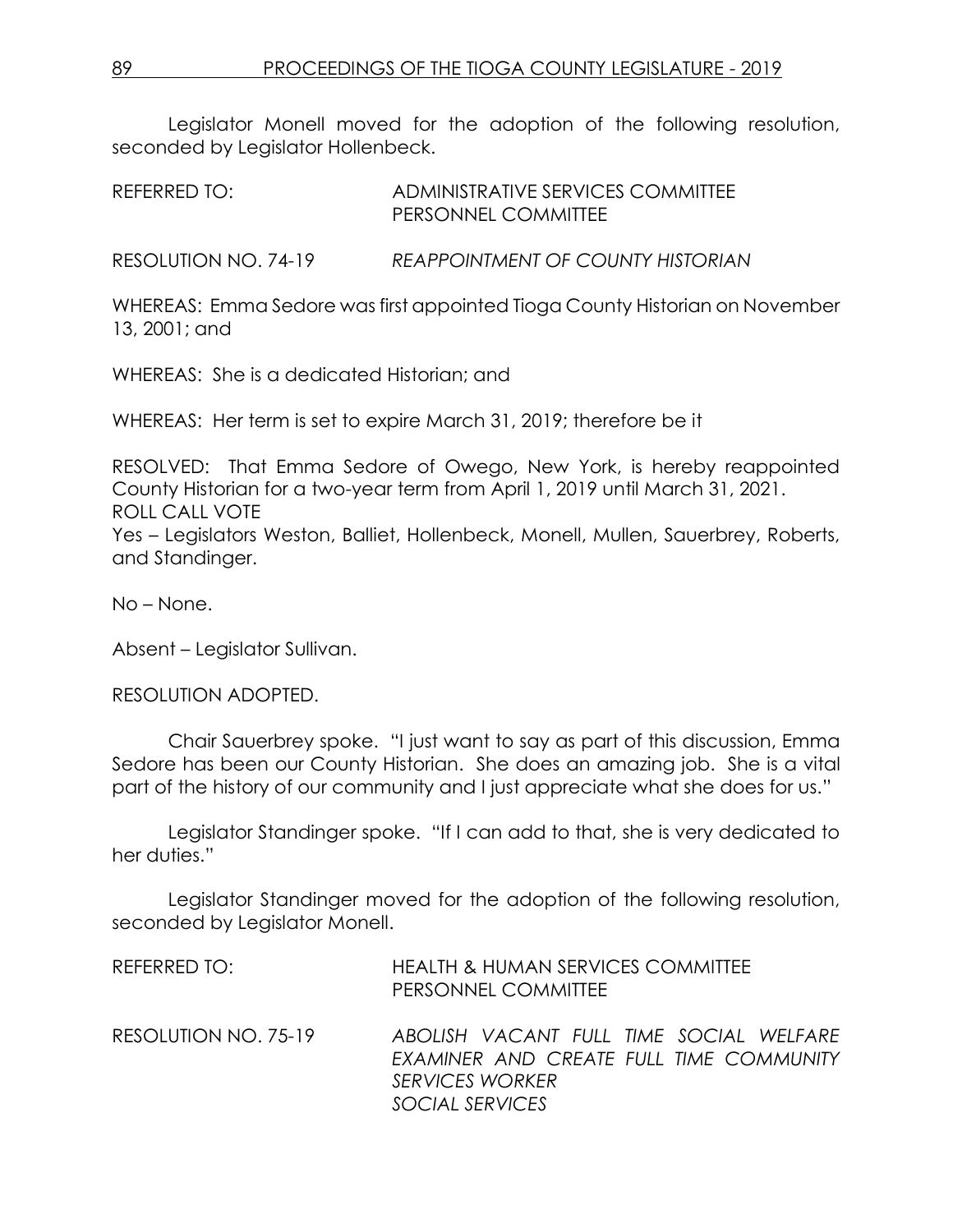Legislator Monell moved for the adoption of the following resolution, seconded by Legislator Hollenbeck.

REFERRED TO: ADMINISTRATIVE SERVICES COMMITTEE
PERSONNEL COMMITTEE

RESOLUTION NO. 74-19 *REAPPOINTMENT OF COUNTY HISTORIAN*

WHEREAS: Emma Sedore was first appointed Tioga County Historian on November 13, 2001; and

WHEREAS: She is a dedicated Historian; and

WHEREAS: Her term is set to expire March 31, 2019; therefore be it

RESOLVED: That Emma Sedore of Owego, New York, is hereby reappointed County Historian for a two-year term from April 1, 2019 until March 31, 2021.
ROLL CALL VOTE
Yes – Legislators Weston, Balliet, Hollenbeck, Monell, Mullen, Sauerbrey, Roberts, and Standinger.

No – None.

Absent – Legislator Sullivan.

RESOLUTION ADOPTED.

Chair Sauerbrey spoke. "I just want to say as part of this discussion, Emma Sedore has been our County Historian. She does an amazing job. She is a vital part of the history of our community and I just appreciate what she does for us."

Legislator Standinger spoke. "If I can add to that, she is very dedicated to her duties."

Legislator Standinger moved for the adoption of the following resolution, seconded by Legislator Monell.

REFERRED TO: HEALTH & HUMAN SERVICES COMMITTEE
PERSONNEL COMMITTEE

RESOLUTION NO. 75-19 *ABOLISH VACANT FULL TIME SOCIAL WELFARE EXAMINER AND CREATE FULL TIME COMMUNITY SERVICES WORKER*
*SOCIAL SERVICES*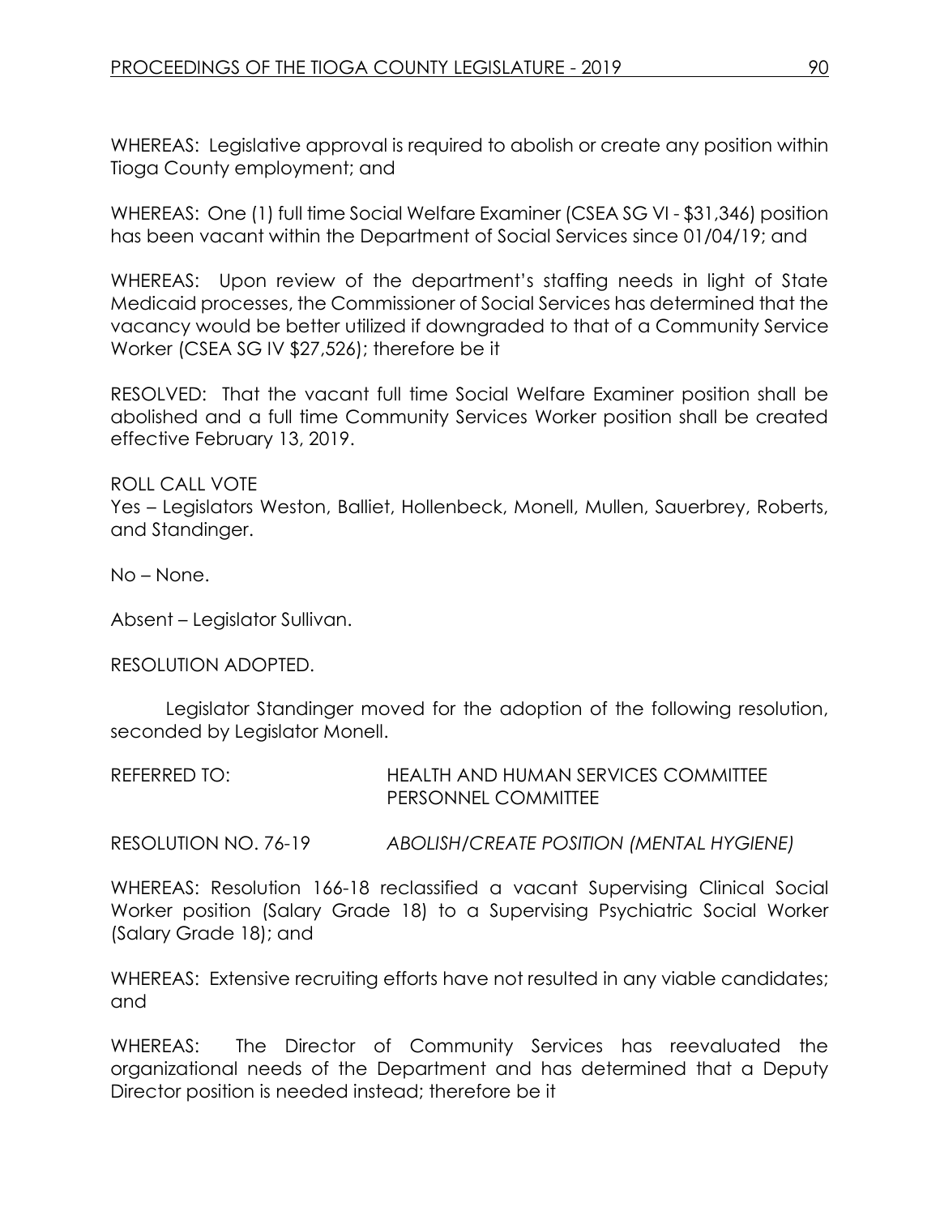WHEREAS: Legislative approval is required to abolish or create any position within Tioga County employment; and

WHEREAS: One (1) full time Social Welfare Examiner (CSEA SG VI - $31,346) position has been vacant within the Department of Social Services since 01/04/19; and

WHEREAS: Upon review of the department's staffing needs in light of State Medicaid processes, the Commissioner of Social Services has determined that the vacancy would be better utilized if downgraded to that of a Community Service Worker (CSEA SG IV $27,526); therefore be it

RESOLVED: That the vacant full time Social Welfare Examiner position shall be abolished and a full time Community Services Worker position shall be created effective February 13, 2019.

ROLL CALL VOTE
Yes – Legislators Weston, Balliet, Hollenbeck, Monell, Mullen, Sauerbrey, Roberts, and Standinger.

No – None.

Absent – Legislator Sullivan.

RESOLUTION ADOPTED.

Legislator Standinger moved for the adoption of the following resolution, seconded by Legislator Monell.

REFERRED TO: HEALTH AND HUMAN SERVICES COMMITTEE
PERSONNEL COMMITTEE

RESOLUTION NO. 76-19 *ABOLISH/CREATE POSITION (MENTAL HYGIENE)*

WHEREAS: Resolution 166-18 reclassified a vacant Supervising Clinical Social Worker position (Salary Grade 18) to a Supervising Psychiatric Social Worker (Salary Grade 18); and

WHEREAS: Extensive recruiting efforts have not resulted in any viable candidates; and

WHEREAS: The Director of Community Services has reevaluated the organizational needs of the Department and has determined that a Deputy Director position is needed instead; therefore be it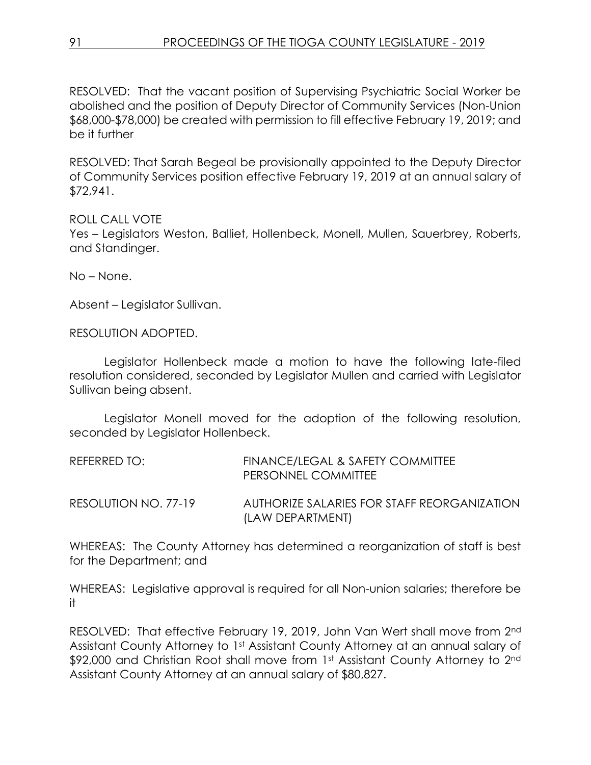RESOLVED: That the vacant position of Supervising Psychiatric Social Worker be abolished and the position of Deputy Director of Community Services (Non-Union $68,000-$78,000) be created with permission to fill effective February 19, 2019; and be it further

RESOLVED: That Sarah Begeal be provisionally appointed to the Deputy Director of Community Services position effective February 19, 2019 at an annual salary of $72,941.

ROLL CALL VOTE
Yes – Legislators Weston, Balliet, Hollenbeck, Monell, Mullen, Sauerbrey, Roberts, and Standinger.

No – None.

Absent – Legislator Sullivan.

RESOLUTION ADOPTED.

Legislator Hollenbeck made a motion to have the following late-filed resolution considered, seconded by Legislator Mullen and carried with Legislator Sullivan being absent.

Legislator Monell moved for the adoption of the following resolution, seconded by Legislator Hollenbeck.

REFERRED TO: FINANCE/LEGAL & SAFETY COMMITTEE
PERSONNEL COMMITTEE

RESOLUTION NO. 77-19 AUTHORIZE SALARIES FOR STAFF REORGANIZATION (LAW DEPARTMENT)

WHEREAS: The County Attorney has determined a reorganization of staff is best for the Department; and

WHEREAS: Legislative approval is required for all Non-union salaries; therefore be it

RESOLVED: That effective February 19, 2019, John Van Wert shall move from 2nd Assistant County Attorney to 1st Assistant County Attorney at an annual salary of $92,000 and Christian Root shall move from 1st Assistant County Attorney to 2nd Assistant County Attorney at an annual salary of $80,827.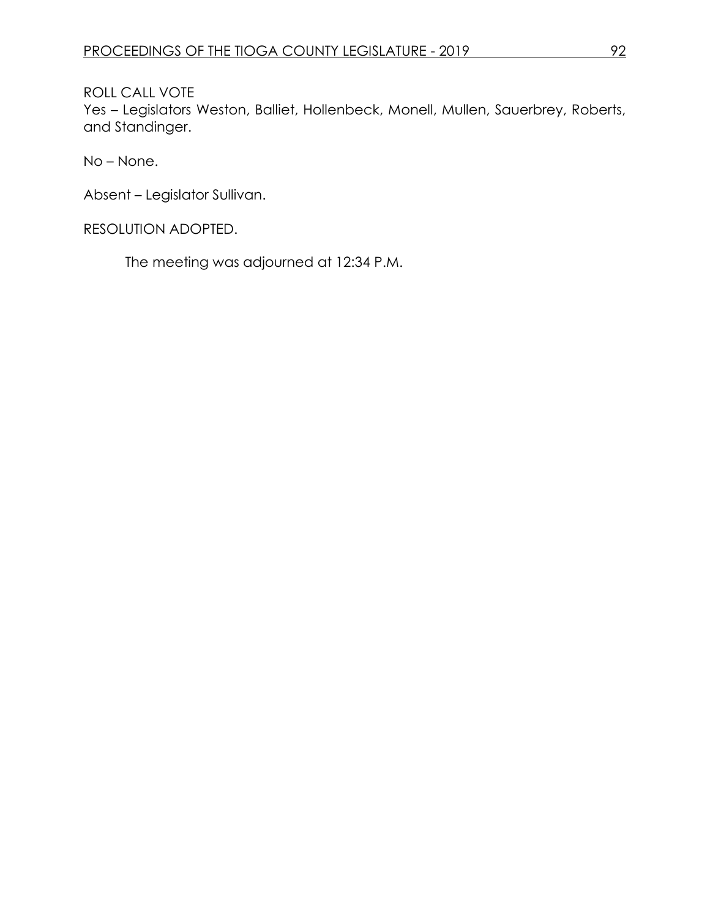ROLL CALL VOTE
Yes – Legislators Weston, Balliet, Hollenbeck, Monell, Mullen, Sauerbrey, Roberts, and Standinger.

No – None.

Absent – Legislator Sullivan.

RESOLUTION ADOPTED.

The meeting was adjourned at 12:34 P.M.